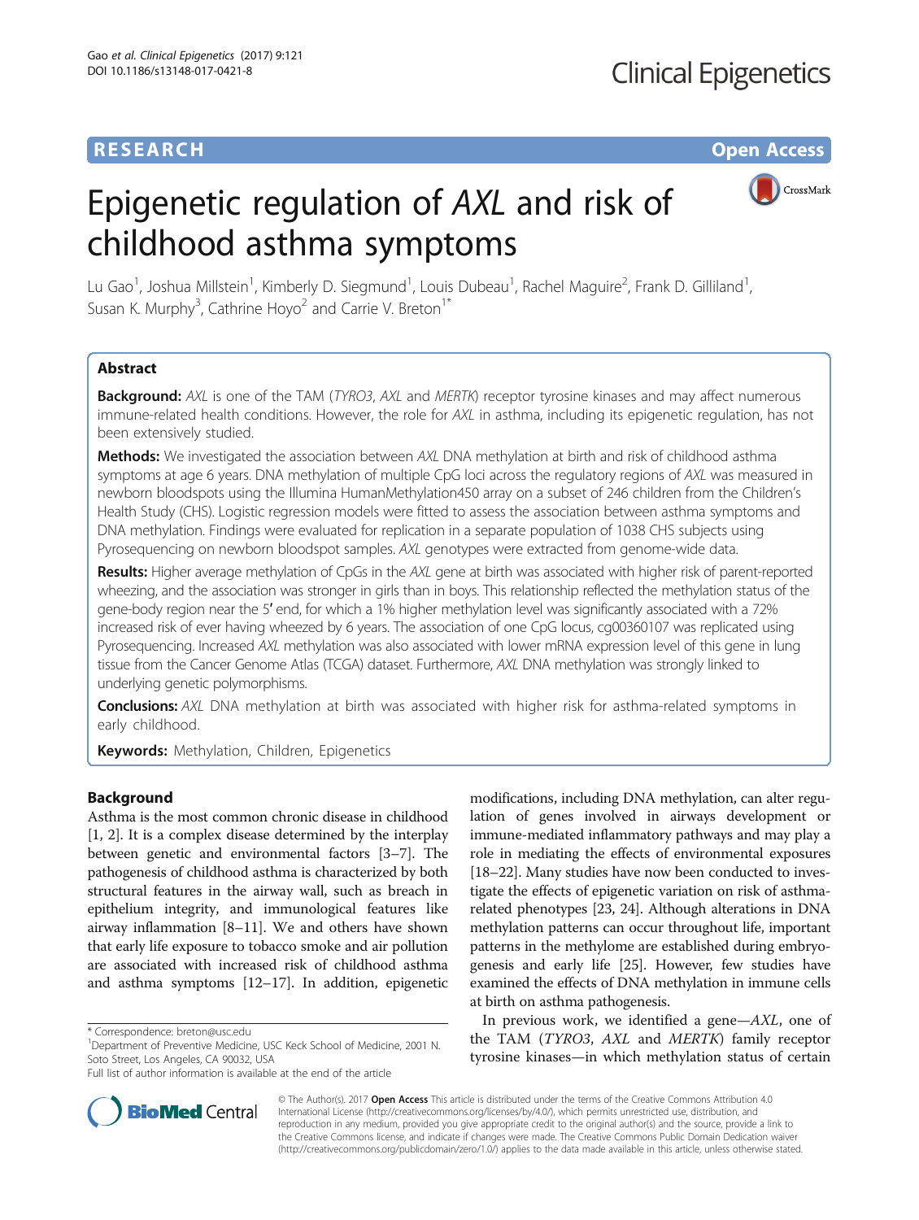RESEARCH

Open Access

# Epigenetic regulation of *AXL* and risk of childhood asthma symptoms

Lu Gao[1], Joshua Millstein[1], Kimberly D. Siegmund[1], Louis Dubeau[1], Rachel Maguire[2], Frank D. Gilliland[1], Susan K. Murphy[3], Cathrine Hoyo[2] and Carrie V. Breton[1*]

## Abstract

**Background:** *AXL* is one of the TAM (*TYRO3*, *AXL* and *MERTK*) receptor tyrosine kinases and may affect numerous immune-related health conditions. However, the role for *AXL* in asthma, including its epigenetic regulation, has not been extensively studied.

**Methods:** We investigated the association between *AXL* DNA methylation at birth and risk of childhood asthma symptoms at age 6 years. DNA methylation of multiple CpG loci across the regulatory regions of *AXL* was measured in newborn bloodspots using the Illumina HumanMethylation450 array on a subset of 246 children from the Children's Health Study (CHS). Logistic regression models were fitted to assess the association between asthma symptoms and DNA methylation. Findings were evaluated for replication in a separate population of 1038 CHS subjects using Pyrosequencing on newborn bloodspot samples. *AXL* genotypes were extracted from genome-wide data.

**Results:** Higher average methylation of CpGs in the *AXL* gene at birth was associated with higher risk of parent-reported wheezing, and the association was stronger in girls than in boys. This relationship reflected the methylation status of the gene-body region near the 5′ end, for which a 1% higher methylation level was significantly associated with a 72% increased risk of ever having wheezed by 6 years. The association of one CpG locus, cg00360107 was replicated using Pyrosequencing. Increased *AXL* methylation was also associated with lower mRNA expression level of this gene in lung tissue from the Cancer Genome Atlas (TCGA) dataset. Furthermore, *AXL* DNA methylation was strongly linked to underlying genetic polymorphisms.

**Conclusions:** *AXL* DNA methylation at birth was associated with higher risk for asthma-related symptoms in early childhood.

**Keywords:** Methylation, Children, Epigenetics

## Background

Asthma is the most common chronic disease in childhood [1, 2]. It is a complex disease determined by the interplay between genetic and environmental factors [3–7]. The pathogenesis of childhood asthma is characterized by both structural features in the airway wall, such as breach in epithelium integrity, and immunological features like airway inflammation [8–11]. We and others have shown that early life exposure to tobacco smoke and air pollution are associated with increased risk of childhood asthma and asthma symptoms [12–17]. In addition, epigenetic modifications, including DNA methylation, can alter regulation of genes involved in airways development or immune-mediated inflammatory pathways and may play a role in mediating the effects of environmental exposures [18–22]. Many studies have now been conducted to investigate the effects of epigenetic variation on risk of asthma-related phenotypes [23, 24]. Although alterations in DNA methylation patterns can occur throughout life, important patterns in the methylome are established during embryogenesis and early life [25]. However, few studies have examined the effects of DNA methylation in immune cells at birth on asthma pathogenesis.

In previous work, we identified a gene—*AXL*, one of the TAM (*TYRO3*, *AXL* and *MERTK*) family receptor tyrosine kinases—in which methylation status of certain

\* Correspondence: breton@usc.edu
[1]Department of Preventive Medicine, USC Keck School of Medicine, 2001 N. Soto Street, Los Angeles, CA 90032, USA
Full list of author information is available at the end of the article

© The Author(s). 2017 **Open Access** This article is distributed under the terms of the Creative Commons Attribution 4.0 International License (http://creativecommons.org/licenses/by/4.0/), which permits unrestricted use, distribution, and reproduction in any medium, provided you give appropriate credit to the original author(s) and the source, provide a link to the Creative Commons license, and indicate if changes were made. The Creative Commons Public Domain Dedication waiver (http://creativecommons.org/publicdomain/zero/1.0/) applies to the data made available in this article, unless otherwise stated.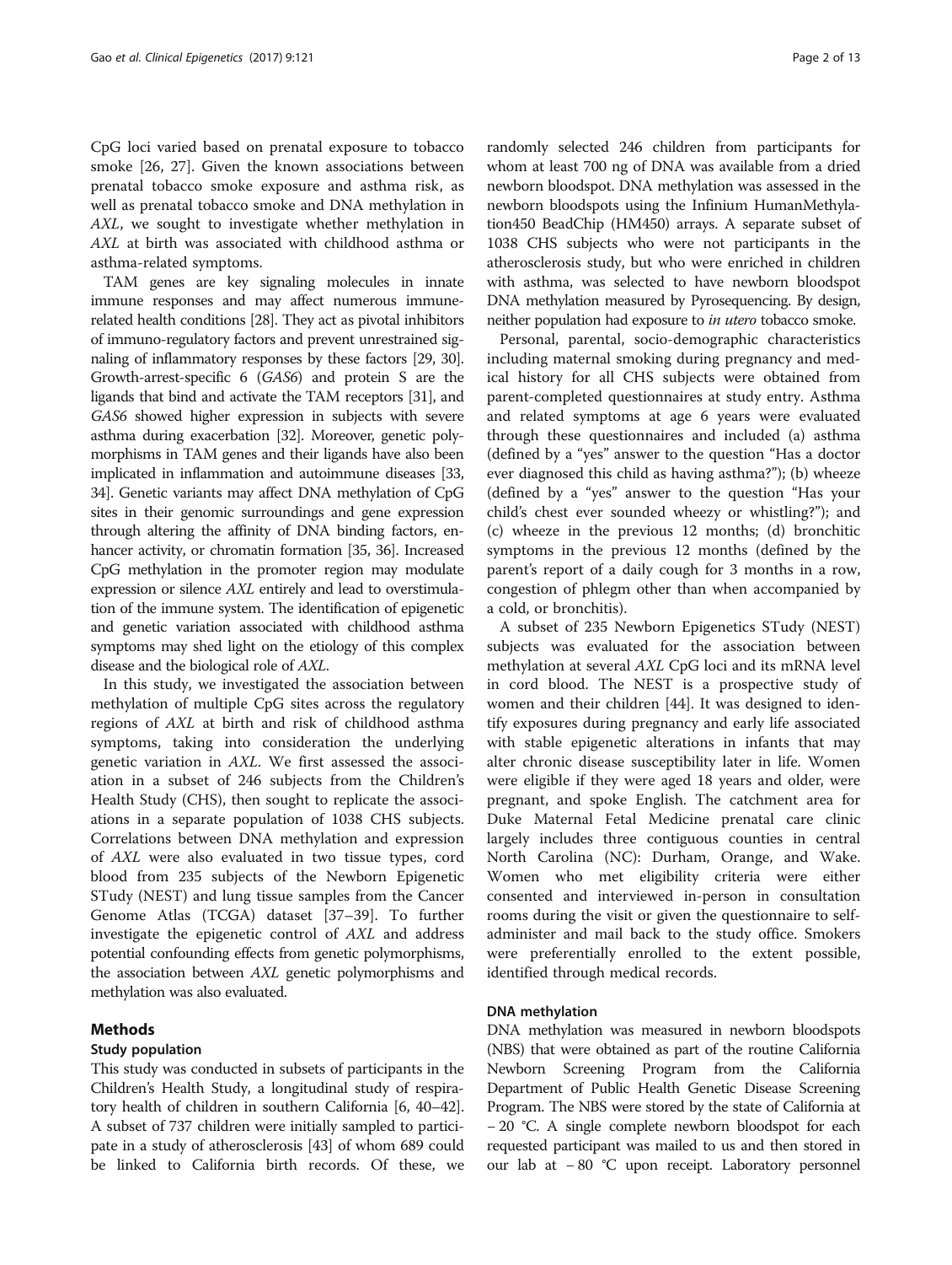CpG loci varied based on prenatal exposure to tobacco smoke [26, 27]. Given the known associations between prenatal tobacco smoke exposure and asthma risk, as well as prenatal tobacco smoke and DNA methylation in *AXL*, we sought to investigate whether methylation in *AXL* at birth was associated with childhood asthma or asthma-related symptoms.

TAM genes are key signaling molecules in innate immune responses and may affect numerous immune-related health conditions [28]. They act as pivotal inhibitors of immuno-regulatory factors and prevent unrestrained signaling of inflammatory responses by these factors [29, 30]. Growth-arrest-specific 6 (*GAS6*) and protein S are the ligands that bind and activate the TAM receptors [31], and *GAS6* showed higher expression in subjects with severe asthma during exacerbation [32]. Moreover, genetic polymorphisms in TAM genes and their ligands have also been implicated in inflammation and autoimmune diseases [33, 34]. Genetic variants may affect DNA methylation of CpG sites in their genomic surroundings and gene expression through altering the affinity of DNA binding factors, enhancer activity, or chromatin formation [35, 36]. Increased CpG methylation in the promoter region may modulate expression or silence *AXL* entirely and lead to overstimulation of the immune system. The identification of epigenetic and genetic variation associated with childhood asthma symptoms may shed light on the etiology of this complex disease and the biological role of *AXL*.

In this study, we investigated the association between methylation of multiple CpG sites across the regulatory regions of *AXL* at birth and risk of childhood asthma symptoms, taking into consideration the underlying genetic variation in *AXL*. We first assessed the association in a subset of 246 subjects from the Children's Health Study (CHS), then sought to replicate the associations in a separate population of 1038 CHS subjects. Correlations between DNA methylation and expression of *AXL* were also evaluated in two tissue types, cord blood from 235 subjects of the Newborn Epigenetic STudy (NEST) and lung tissue samples from the Cancer Genome Atlas (TCGA) dataset [37–39]. To further investigate the epigenetic control of *AXL* and address potential confounding effects from genetic polymorphisms, the association between *AXL* genetic polymorphisms and methylation was also evaluated.

## Methods

### Study population

This study was conducted in subsets of participants in the Children's Health Study, a longitudinal study of respiratory health of children in southern California [6, 40–42]. A subset of 737 children were initially sampled to participate in a study of atherosclerosis [43] of whom 689 could be linked to California birth records. Of these, we randomly selected 246 children from participants for whom at least 700 ng of DNA was available from a dried newborn bloodspot. DNA methylation was assessed in the newborn bloodspots using the Infinium HumanMethylation450 BeadChip (HM450) arrays. A separate subset of 1038 CHS subjects who were not participants in the atherosclerosis study, but who were enriched in children with asthma, was selected to have newborn bloodspot DNA methylation measured by Pyrosequencing. By design, neither population had exposure to *in utero* tobacco smoke.

Personal, parental, socio-demographic characteristics including maternal smoking during pregnancy and medical history for all CHS subjects were obtained from parent-completed questionnaires at study entry. Asthma and related symptoms at age 6 years were evaluated through these questionnaires and included (a) asthma (defined by a "yes" answer to the question "Has a doctor ever diagnosed this child as having asthma?"); (b) wheeze (defined by a "yes" answer to the question "Has your child's chest ever sounded wheezy or whistling?"); and (c) wheeze in the previous 12 months; (d) bronchitic symptoms in the previous 12 months (defined by the parent's report of a daily cough for 3 months in a row, congestion of phlegm other than when accompanied by a cold, or bronchitis).

A subset of 235 Newborn Epigenetics STudy (NEST) subjects was evaluated for the association between methylation at several *AXL* CpG loci and its mRNA level in cord blood. The NEST is a prospective study of women and their children [44]. It was designed to identify exposures during pregnancy and early life associated with stable epigenetic alterations in infants that may alter chronic disease susceptibility later in life. Women were eligible if they were aged 18 years and older, were pregnant, and spoke English. The catchment area for Duke Maternal Fetal Medicine prenatal care clinic largely includes three contiguous counties in central North Carolina (NC): Durham, Orange, and Wake. Women who met eligibility criteria were either consented and interviewed in-person in consultation rooms during the visit or given the questionnaire to self-administer and mail back to the study office. Smokers were preferentially enrolled to the extent possible, identified through medical records.

### DNA methylation

DNA methylation was measured in newborn bloodspots (NBS) that were obtained as part of the routine California Newborn Screening Program from the California Department of Public Health Genetic Disease Screening Program. The NBS were stored by the state of California at − 20 °C. A single complete newborn bloodspot for each requested participant was mailed to us and then stored in our lab at − 80 °C upon receipt. Laboratory personnel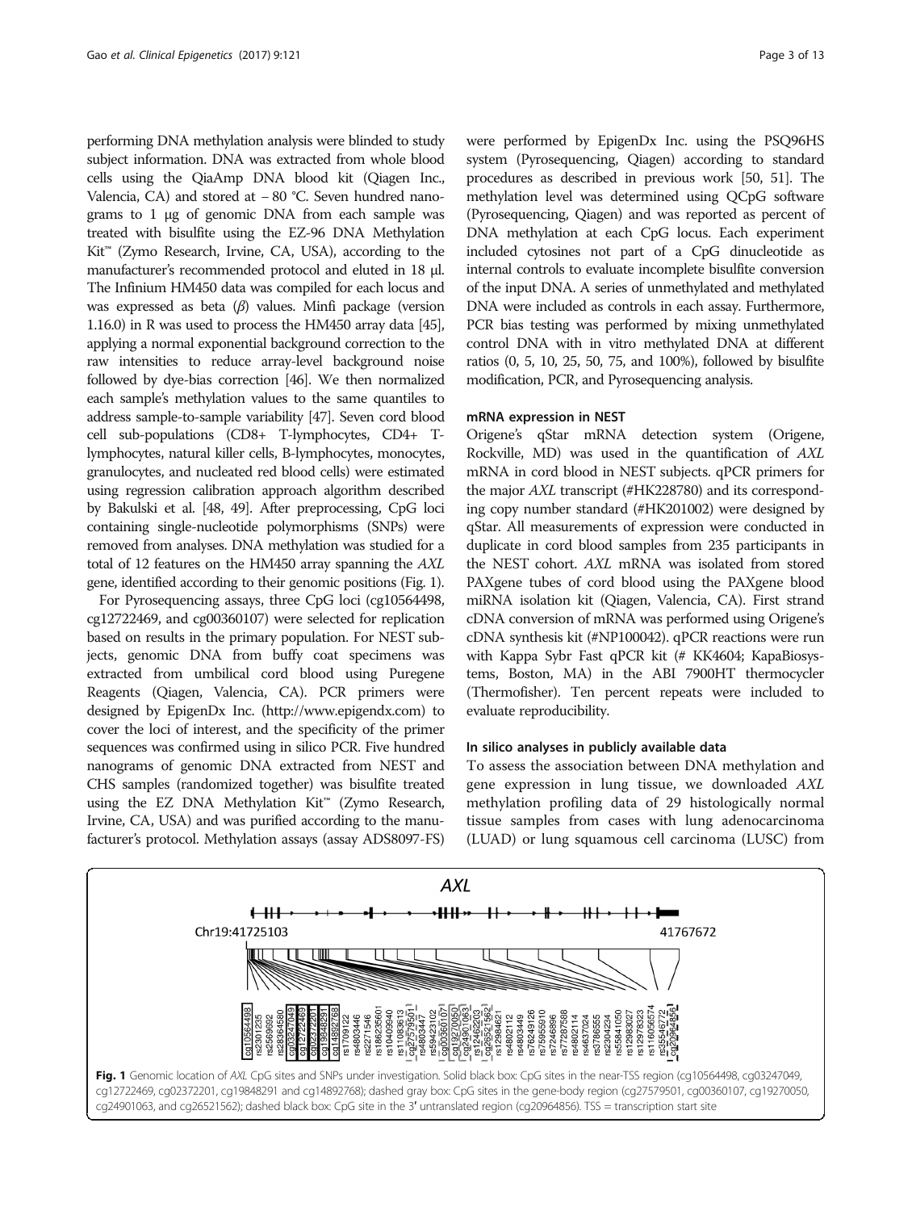performing DNA methylation analysis were blinded to study subject information. DNA was extracted from whole blood cells using the QiaAmp DNA blood kit (Qiagen Inc., Valencia, CA) and stored at − 80 °C. Seven hundred nanograms to 1 μg of genomic DNA from each sample was treated with bisulfite using the EZ-96 DNA Methylation Kit™ (Zymo Research, Irvine, CA, USA), according to the manufacturer's recommended protocol and eluted in 18 μl. The Infinium HM450 data was compiled for each locus and was expressed as beta ($\beta$) values. Minfi package (version 1.16.0) in R was used to process the HM450 array data [45], applying a normal exponential background correction to the raw intensities to reduce array-level background noise followed by dye-bias correction [46]. We then normalized each sample's methylation values to the same quantiles to address sample-to-sample variability [47]. Seven cord blood cell sub-populations (CD8+ T-lymphocytes, CD4+ T-lymphocytes, natural killer cells, B-lymphocytes, monocytes, granulocytes, and nucleated red blood cells) were estimated using regression calibration approach algorithm described by Bakulski et al. [48, 49]. After preprocessing, CpG loci containing single-nucleotide polymorphisms (SNPs) were removed from analyses. DNA methylation was studied for a total of 12 features on the HM450 array spanning the *AXL* gene, identified according to their genomic positions (Fig. 1).

For Pyrosequencing assays, three CpG loci (cg10564498, cg12722469, and cg00360107) were selected for replication based on results in the primary population. For NEST subjects, genomic DNA from buffy coat specimens was extracted from umbilical cord blood using Puregene Reagents (Qiagen, Valencia, CA). PCR primers were designed by EpigenDx Inc. (http://www.epigendx.com) to cover the loci of interest, and the specificity of the primer sequences was confirmed using in silico PCR. Five hundred nanograms of genomic DNA extracted from NEST and CHS samples (randomized together) was bisulfite treated using the EZ DNA Methylation Kit™ (Zymo Research, Irvine, CA, USA) and was purified according to the manufacturer's protocol. Methylation assays (assay ADS8097-FS) were performed by EpigenDx Inc. using the PSQ96HS system (Pyrosequencing, Qiagen) according to standard procedures as described in previous work [50, 51]. The methylation level was determined using QCpG software (Pyrosequencing, Qiagen) and was reported as percent of DNA methylation at each CpG locus. Each experiment included cytosines not part of a CpG dinucleotide as internal controls to evaluate incomplete bisulfite conversion of the input DNA. A series of unmethylated and methylated DNA were included as controls in each assay. Furthermore, PCR bias testing was performed by mixing unmethylated control DNA with in vitro methylated DNA at different ratios (0, 5, 10, 25, 50, 75, and 100%), followed by bisulfite modification, PCR, and Pyrosequencing analysis.

#### mRNA expression in NEST

Origene's qStar mRNA detection system (Origene, Rockville, MD) was used in the quantification of *AXL* mRNA in cord blood in NEST subjects. qPCR primers for the major *AXL* transcript (#HK228780) and its corresponding copy number standard (#HK201002) were designed by qStar. All measurements of expression were conducted in duplicate in cord blood samples from 235 participants in the NEST cohort. *AXL* mRNA was isolated from stored PAXgene tubes of cord blood using the PAXgene blood miRNA isolation kit (Qiagen, Valencia, CA). First strand cDNA conversion of mRNA was performed using Origene's cDNA synthesis kit (#NP100042). qPCR reactions were run with Kappa Sybr Fast qPCR kit (# KK4604; KapaBiosystems, Boston, MA) in the ABI 7900HT thermocycler (Thermofisher). Ten percent repeats were included to evaluate reproducibility.

#### In silico analyses in publicly available data

To assess the association between DNA methylation and gene expression in lung tissue, we downloaded *AXL* methylation profiling data of 29 histologically normal tissue samples from cases with lung adenocarcinoma (LUAD) or lung squamous cell carcinoma (LUSC) from

**Fig. 1** Genomic location of *AXL* CpG sites and SNPs under investigation. Solid black box: CpG sites in the near-TSS region (cg10564498, cg03247049, cg12722469, cg02372201, cg19848291 and cg14892768); dashed gray box: CpG sites in the gene-body region (cg27579501, cg00360107, cg19270050, cg24901063, and cg26521562); dashed black box: CpG site in the 3′ untranslated region (cg20964856). TSS = transcription start site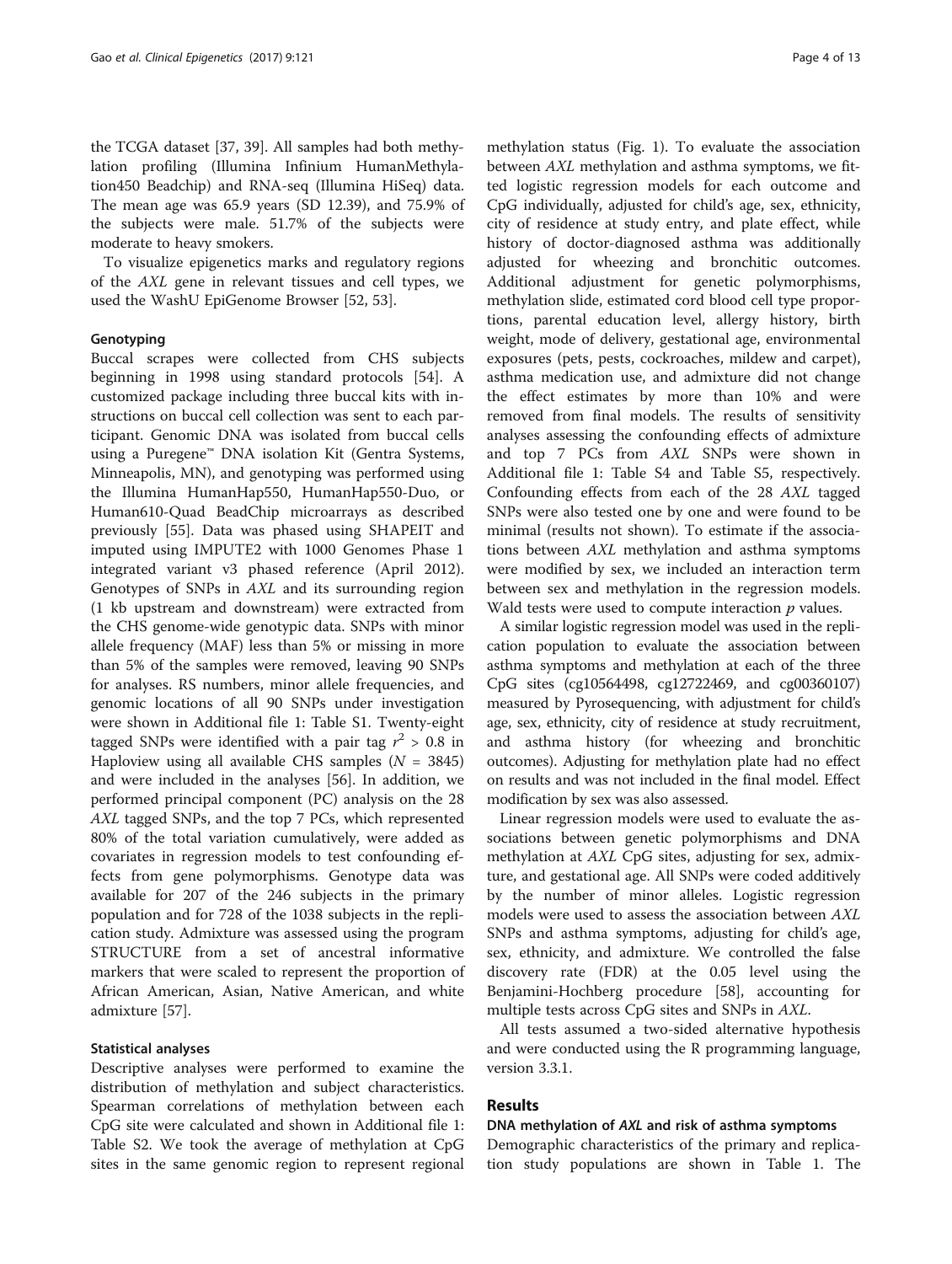the TCGA dataset [37, 39]. All samples had both methylation profiling (Illumina Infinium HumanMethylation450 Beadchip) and RNA-seq (Illumina HiSeq) data. The mean age was 65.9 years (SD 12.39), and 75.9% of the subjects were male. 51.7% of the subjects were moderate to heavy smokers.

To visualize epigenetics marks and regulatory regions of the *AXL* gene in relevant tissues and cell types, we used the WashU EpiGenome Browser [52, 53].

### Genotyping

Buccal scrapes were collected from CHS subjects beginning in 1998 using standard protocols [54]. A customized package including three buccal kits with instructions on buccal cell collection was sent to each participant. Genomic DNA was isolated from buccal cells using a Puregene™ DNA isolation Kit (Gentra Systems, Minneapolis, MN), and genotyping was performed using the Illumina HumanHap550, HumanHap550-Duo, or Human610-Quad BeadChip microarrays as described previously [55]. Data was phased using SHAPEIT and imputed using IMPUTE2 with 1000 Genomes Phase 1 integrated variant v3 phased reference (April 2012). Genotypes of SNPs in *AXL* and its surrounding region (1 kb upstream and downstream) were extracted from the CHS genome-wide genotypic data. SNPs with minor allele frequency (MAF) less than 5% or missing in more than 5% of the samples were removed, leaving 90 SNPs for analyses. RS numbers, minor allele frequencies, and genomic locations of all 90 SNPs under investigation were shown in Additional file 1: Table S1. Twenty-eight tagged SNPs were identified with a pair tag $r^2 > 0.8$ in Haploview using all available CHS samples ($N = 3845$) and were included in the analyses [56]. In addition, we performed principal component (PC) analysis on the 28 *AXL* tagged SNPs, and the top 7 PCs, which represented 80% of the total variation cumulatively, were added as covariates in regression models to test confounding effects from gene polymorphisms. Genotype data was available for 207 of the 246 subjects in the primary population and for 728 of the 1038 subjects in the replication study. Admixture was assessed using the program STRUCTURE from a set of ancestral informative markers that were scaled to represent the proportion of African American, Asian, Native American, and white admixture [57].

### Statistical analyses

Descriptive analyses were performed to examine the distribution of methylation and subject characteristics. Spearman correlations of methylation between each CpG site were calculated and shown in Additional file 1: Table S2. We took the average of methylation at CpG sites in the same genomic region to represent regional methylation status (Fig. 1). To evaluate the association between *AXL* methylation and asthma symptoms, we fitted logistic regression models for each outcome and CpG individually, adjusted for child's age, sex, ethnicity, city of residence at study entry, and plate effect, while history of doctor-diagnosed asthma was additionally adjusted for wheezing and bronchitic outcomes. Additional adjustment for genetic polymorphisms, methylation slide, estimated cord blood cell type proportions, parental education level, allergy history, birth weight, mode of delivery, gestational age, environmental exposures (pets, pests, cockroaches, mildew and carpet), asthma medication use, and admixture did not change the effect estimates by more than 10% and were removed from final models. The results of sensitivity analyses assessing the confounding effects of admixture and top 7 PCs from *AXL* SNPs were shown in Additional file 1: Table S4 and Table S5, respectively. Confounding effects from each of the 28 *AXL* tagged SNPs were also tested one by one and were found to be minimal (results not shown). To estimate if the associations between *AXL* methylation and asthma symptoms were modified by sex, we included an interaction term between sex and methylation in the regression models. Wald tests were used to compute interaction $p$ values.

A similar logistic regression model was used in the replication population to evaluate the association between asthma symptoms and methylation at each of the three CpG sites (cg10564498, cg12722469, and cg00360107) measured by Pyrosequencing, with adjustment for child's age, sex, ethnicity, city of residence at study recruitment, and asthma history (for wheezing and bronchitic outcomes). Adjusting for methylation plate had no effect on results and was not included in the final model. Effect modification by sex was also assessed.

Linear regression models were used to evaluate the associations between genetic polymorphisms and DNA methylation at *AXL* CpG sites, adjusting for sex, admixture, and gestational age. All SNPs were coded additively by the number of minor alleles. Logistic regression models were used to assess the association between *AXL* SNPs and asthma symptoms, adjusting for child's age, sex, ethnicity, and admixture. We controlled the false discovery rate (FDR) at the 0.05 level using the Benjamini-Hochberg procedure [58], accounting for multiple tests across CpG sites and SNPs in *AXL*.

All tests assumed a two-sided alternative hypothesis and were conducted using the R programming language, version 3.3.1.

## Results

### DNA methylation of *AXL* and risk of asthma symptoms

Demographic characteristics of the primary and replication study populations are shown in Table 1. The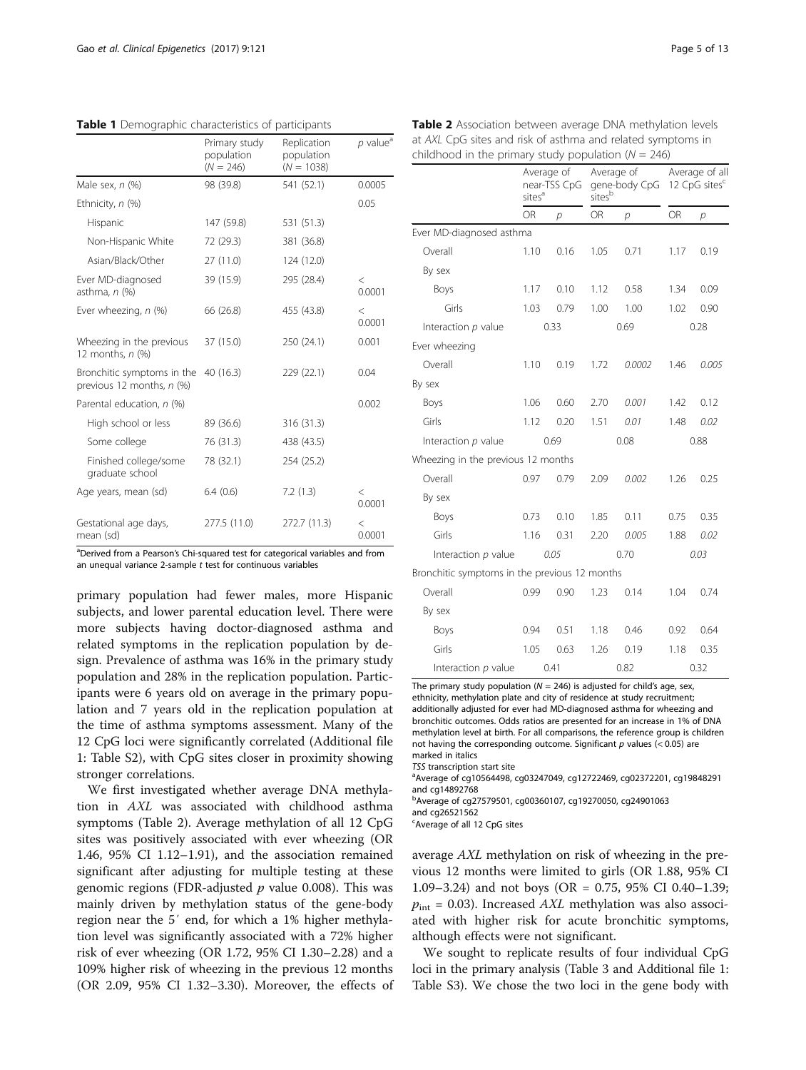**Table 1** Demographic characteristics of participants

| | Primary study population ($N$ = 246) | Replication population ($N$ = 1038) | $p$ value[a] |
|---|---|---|---|
| Male sex, $n$ (%) | 98 (39.8) | 541 (52.1) | 0.0005 |
| Ethnicity, $n$ (%) | | | 0.05 |
| Hispanic | 147 (59.8) | 531 (51.3) | |
| Non-Hispanic White | 72 (29.3) | 381 (36.8) | |
| Asian/Black/Other | 27 (11.0) | 124 (12.0) | |
| Ever MD-diagnosed asthma, $n$ (%) | 39 (15.9) | 295 (28.4) | < 0.0001 |
| Ever wheezing, $n$ (%) | 66 (26.8) | 455 (43.8) | < 0.0001 |
| Wheezing in the previous 12 months, $n$ (%) | 37 (15.0) | 250 (24.1) | 0.001 |
| Bronchitic symptoms in the previous 12 months, $n$ (%) | 40 (16.3) | 229 (22.1) | 0.04 |
| Parental education, $n$ (%) | | | 0.002 |
| High school or less | 89 (36.6) | 316 (31.3) | |
| Some college | 76 (31.3) | 438 (43.5) | |
| Finished college/some graduate school | 78 (32.1) | 254 (25.2) | |
| Age years, mean (sd) | 6.4 (0.6) | 7.2 (1.3) | < 0.0001 |
| Gestational age days, mean (sd) | 277.5 (11.0) | 272.7 (11.3) | < 0.0001 |

[a]Derived from a Pearson's Chi-squared test for categorical variables and from an unequal variance 2-sample $t$ test for continuous variables

primary population had fewer males, more Hispanic subjects, and lower parental education level. There were more subjects having doctor-diagnosed asthma and related symptoms in the replication population by design. Prevalence of asthma was 16% in the primary study population and 28% in the replication population. Participants were 6 years old on average in the primary population and 7 years old in the replication population at the time of asthma symptoms assessment. Many of the 12 CpG loci were significantly correlated (Additional file 1: Table S2), with CpG sites closer in proximity showing stronger correlations.

We first investigated whether average DNA methylation in *AXL* was associated with childhood asthma symptoms (Table 2). Average methylation of all 12 CpG sites was positively associated with ever wheezing (OR 1.46, 95% CI 1.12–1.91), and the association remained significant after adjusting for multiple testing at these genomic regions (FDR-adjusted $p$ value 0.008). This was mainly driven by methylation status of the gene-body region near the 5′ end, for which a 1% higher methylation level was significantly associated with a 72% higher risk of ever wheezing (OR 1.72, 95% CI 1.30–2.28) and a 109% higher risk of wheezing in the previous 12 months (OR 2.09, 95% CI 1.32–3.30). Moreover, the effects of

**Table 2** Association between average DNA methylation levels at *AXL* CpG sites and risk of asthma and related symptoms in childhood in the primary study population ($N$ = 246)

| | Average of near-TSS CpG sites[a] | | Average of gene-body CpG sites[b] | | Average of all 12 CpG sites[c] | |
|---|---|---|---|---|---|---|
| | OR | $p$ | OR | $p$ | OR | $p$ |
| Ever MD-diagnosed asthma | | | | | | |
| Overall | 1.10 | 0.16 | 1.05 | 0.71 | 1.17 | 0.19 |
| By sex | | | | | | |
| Boys | 1.17 | 0.10 | 1.12 | 0.58 | 1.34 | 0.09 |
| Girls | 1.03 | 0.79 | 1.00 | 1.00 | 1.02 | 0.90 |
| Interaction $p$ value | 0.33 | | 0.69 | | 0.28 | |
| Ever wheezing | | | | | | |
| Overall | 1.10 | 0.19 | 1.72 | *0.0002* | 1.46 | *0.005* |
| By sex | | | | | | |
| Boys | 1.06 | 0.60 | 2.70 | *0.001* | 1.42 | 0.12 |
| Girls | 1.12 | 0.20 | 1.51 | *0.01* | 1.48 | *0.02* |
| Interaction $p$ value | 0.69 | | 0.08 | | 0.88 | |
| Wheezing in the previous 12 months | | | | | | |
| Overall | 0.97 | 0.79 | 2.09 | *0.002* | 1.26 | 0.25 |
| By sex | | | | | | |
| Boys | 0.73 | 0.10 | 1.85 | 0.11 | 0.75 | 0.35 |
| Girls | 1.16 | 0.31 | 2.20 | *0.005* | 1.88 | *0.02* |
| Interaction $p$ value | *0.05* | | 0.70 | | *0.03* | |
| Bronchitic symptoms in the previous 12 months | | | | | | |
| Overall | 0.99 | 0.90 | 1.23 | 0.14 | 1.04 | 0.74 |
| By sex | | | | | | |
| Boys | 0.94 | 0.51 | 1.18 | 0.46 | 0.92 | 0.64 |
| Girls | 1.05 | 0.63 | 1.26 | 0.19 | 1.18 | 0.35 |
| Interaction $p$ value | 0.41 | | 0.82 | | 0.32 | |

The primary study population ($N$ = 246) is adjusted for child's age, sex, ethnicity, methylation plate and city of residence at study recruitment; additionally adjusted for ever had MD-diagnosed asthma for wheezing and bronchitic outcomes. Odds ratios are presented for an increase in 1% of DNA methylation level at birth. For all comparisons, the reference group is children not having the corresponding outcome. Significant $p$ values (< 0.05) are marked in italics

TSS transcription start site

[a]Average of cg10564498, cg03247049, cg12722469, cg02372201, cg19848291 and cg14892768

[b]Average of cg27579501, cg00360107, cg19270050, cg24901063 and cg26521562

[c]Average of all 12 CpG sites

average *AXL* methylation on risk of wheezing in the previous 12 months were limited to girls (OR 1.88, 95% CI 1.09–3.24) and not boys (OR = 0.75, 95% CI 0.40–1.39; $p_{\text{int}}$ = 0.03). Increased *AXL* methylation was also associated with higher risk for acute bronchitic symptoms, although effects were not significant.

We sought to replicate results of four individual CpG loci in the primary analysis (Table 3 and Additional file 1: Table S3). We chose the two loci in the gene body with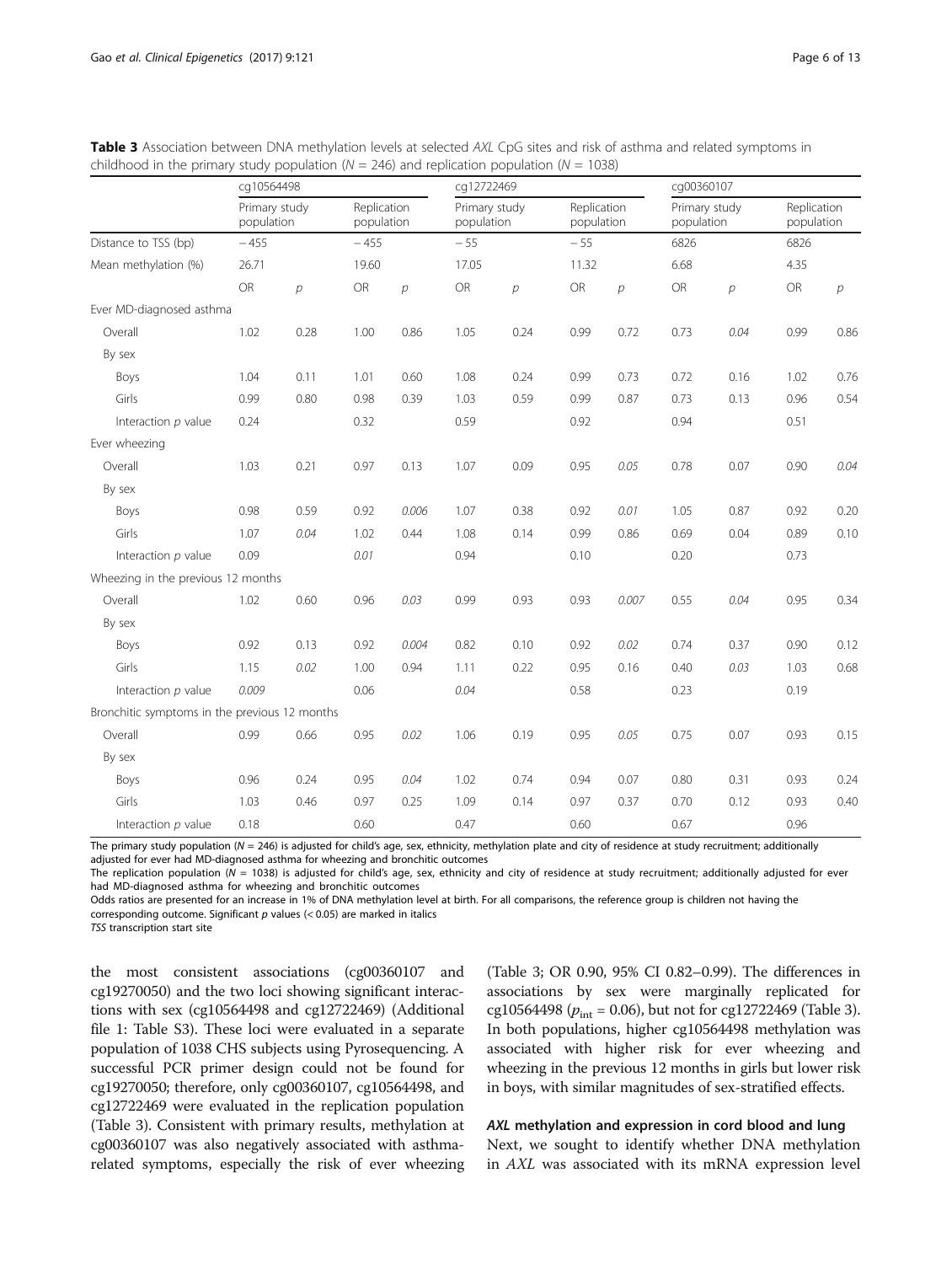**Table 3** Association between DNA methylation levels at selected *AXL* CpG sites and risk of asthma and related symptoms in childhood in the primary study population ($N$ = 246) and replication population ($N$ = 1038)

| | cg10564498 | | | | cg12722469 | | | | cg00360107 | | | |
|---|---|---|---|---|---|---|---|---|---|---|---|---|
| | Primary study population | | Replication population | | Primary study population | | Replication population | | Primary study population | | Replication population | |
| Distance to TSS (bp) | −455 | | −455 | | −55 | | −55 | | 6826 | | 6826 | |
| Mean methylation (%) | 26.71 | | 19.60 | | 17.05 | | 11.32 | | 6.68 | | 4.35 | |
| | OR | *p* | OR | *p* | OR | *p* | OR | *p* | OR | *p* | OR | *p* |
| Ever MD-diagnosed asthma | | | | | | | | | | | | |
| Overall | 1.02 | 0.28 | 1.00 | 0.86 | 1.05 | 0.24 | 0.99 | 0.72 | 0.73 | *0.04* | 0.99 | 0.86 |
| By sex | | | | | | | | | | | | |
| Boys | 1.04 | 0.11 | 1.01 | 0.60 | 1.08 | 0.24 | 0.99 | 0.73 | 0.72 | 0.16 | 1.02 | 0.76 |
| Girls | 0.99 | 0.80 | 0.98 | 0.39 | 1.03 | 0.59 | 0.99 | 0.87 | 0.73 | 0.13 | 0.96 | 0.54 |
| Interaction *p* value | 0.24 | | 0.32 | | 0.59 | | 0.92 | | 0.94 | | 0.51 | |
| Ever wheezing | | | | | | | | | | | | |
| Overall | 1.03 | 0.21 | 0.97 | 0.13 | 1.07 | 0.09 | 0.95 | *0.05* | 0.78 | 0.07 | 0.90 | *0.04* |
| By sex | | | | | | | | | | | | |
| Boys | 0.98 | 0.59 | 0.92 | *0.006* | 1.07 | 0.38 | 0.92 | *0.01* | 1.05 | 0.87 | 0.92 | 0.20 |
| Girls | 1.07 | *0.04* | 1.02 | 0.44 | 1.08 | 0.14 | 0.99 | 0.86 | 0.69 | 0.04 | 0.89 | 0.10 |
| Interaction *p* value | 0.09 | | *0.01* | | 0.94 | | 0.10 | | 0.20 | | 0.73 | |
| Wheezing in the previous 12 months | | | | | | | | | | | | |
| Overall | 1.02 | 0.60 | 0.96 | *0.03* | 0.99 | 0.93 | 0.93 | *0.007* | 0.55 | *0.04* | 0.95 | 0.34 |
| By sex | | | | | | | | | | | | |
| Boys | 0.92 | 0.13 | 0.92 | *0.004* | 0.82 | 0.10 | 0.92 | *0.02* | 0.74 | 0.37 | 0.90 | 0.12 |
| Girls | 1.15 | *0.02* | 1.00 | 0.94 | 1.11 | 0.22 | 0.95 | 0.16 | 0.40 | *0.03* | 1.03 | 0.68 |
| Interaction *p* value | *0.009* | | 0.06 | | *0.04* | | 0.58 | | 0.23 | | 0.19 | |
| Bronchitic symptoms in the previous 12 months | | | | | | | | | | | | |
| Overall | 0.99 | 0.66 | 0.95 | *0.02* | 1.06 | 0.19 | 0.95 | *0.05* | 0.75 | 0.07 | 0.93 | 0.15 |
| By sex | | | | | | | | | | | | |
| Boys | 0.96 | 0.24 | 0.95 | *0.04* | 1.02 | 0.74 | 0.94 | 0.07 | 0.80 | 0.31 | 0.93 | 0.24 |
| Girls | 1.03 | 0.46 | 0.97 | 0.25 | 1.09 | 0.14 | 0.97 | 0.37 | 0.70 | 0.12 | 0.93 | 0.40 |
| Interaction *p* value | 0.18 | | 0.60 | | 0.47 | | 0.60 | | 0.67 | | 0.96 | |

The primary study population ($N$ = 246) is adjusted for child's age, sex, ethnicity, methylation plate and city of residence at study recruitment; additionally adjusted for ever had MD-diagnosed asthma for wheezing and bronchitic outcomes

The replication population ($N$ = 1038) is adjusted for child's age, sex, ethnicity and city of residence at study recruitment; additionally adjusted for ever had MD-diagnosed asthma for wheezing and bronchitic outcomes

Odds ratios are presented for an increase in 1% of DNA methylation level at birth. For all comparisons, the reference group is children not having the corresponding outcome. Significant $p$ values (< 0.05) are marked in italics

*TSS* transcription start site

the most consistent associations (cg00360107 and cg19270050) and the two loci showing significant interactions with sex (cg10564498 and cg12722469) (Additional file 1: Table S3). These loci were evaluated in a separate population of 1038 CHS subjects using Pyrosequencing. A successful PCR primer design could not be found for cg19270050; therefore, only cg00360107, cg10564498, and cg12722469 were evaluated in the replication population (Table 3). Consistent with primary results, methylation at cg00360107 was also negatively associated with asthma-related symptoms, especially the risk of ever wheezing (Table 3; OR 0.90, 95% CI 0.82–0.99). The differences in associations by sex were marginally replicated for cg10564498 ($p_{int}$ = 0.06), but not for cg12722469 (Table 3). In both populations, higher cg10564498 methylation was associated with higher risk for ever wheezing and wheezing in the previous 12 months in girls but lower risk in boys, with similar magnitudes of sex-stratified effects.

#### *AXL* methylation and expression in cord blood and lung

Next, we sought to identify whether DNA methylation in *AXL* was associated with its mRNA expression level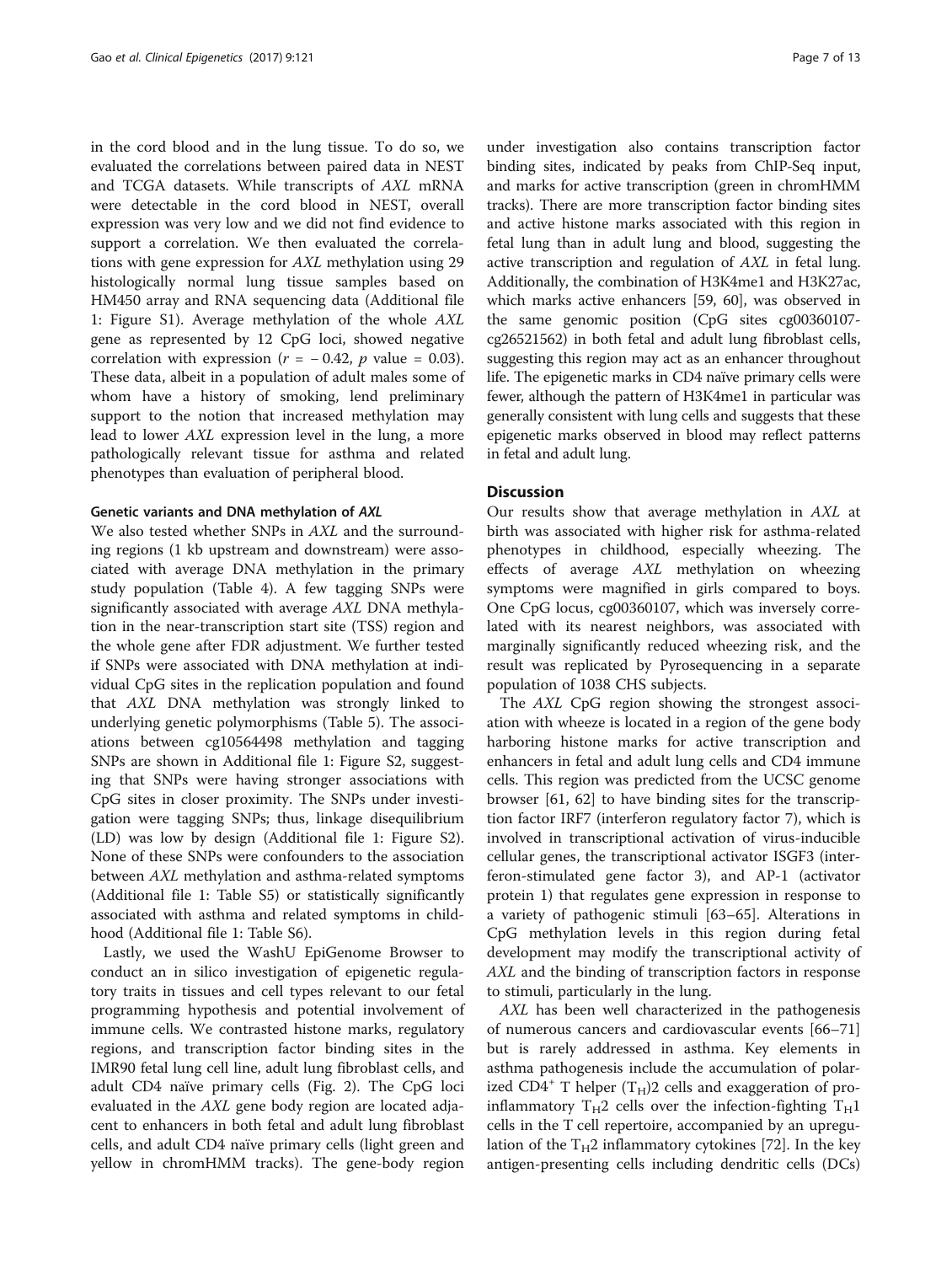in the cord blood and in the lung tissue. To do so, we evaluated the correlations between paired data in NEST and TCGA datasets. While transcripts of *AXL* mRNA were detectable in the cord blood in NEST, overall expression was very low and we did not find evidence to support a correlation. We then evaluated the correlations with gene expression for *AXL* methylation using 29 histologically normal lung tissue samples based on HM450 array and RNA sequencing data (Additional file 1: Figure S1). Average methylation of the whole *AXL* gene as represented by 12 CpG loci, showed negative correlation with expression ($r = -0.42$, $p$ value = 0.03). These data, albeit in a population of adult males some of whom have a history of smoking, lend preliminary support to the notion that increased methylation may lead to lower *AXL* expression level in the lung, a more pathologically relevant tissue for asthma and related phenotypes than evaluation of peripheral blood.

### Genetic variants and DNA methylation of *AXL*

We also tested whether SNPs in *AXL* and the surrounding regions (1 kb upstream and downstream) were associated with average DNA methylation in the primary study population (Table 4). A few tagging SNPs were significantly associated with average *AXL* DNA methylation in the near-transcription start site (TSS) region and the whole gene after FDR adjustment. We further tested if SNPs were associated with DNA methylation at individual CpG sites in the replication population and found that *AXL* DNA methylation was strongly linked to underlying genetic polymorphisms (Table 5). The associations between cg10564498 methylation and tagging SNPs are shown in Additional file 1: Figure S2, suggesting that SNPs were having stronger associations with CpG sites in closer proximity. The SNPs under investigation were tagging SNPs; thus, linkage disequilibrium (LD) was low by design (Additional file 1: Figure S2). None of these SNPs were confounders to the association between *AXL* methylation and asthma-related symptoms (Additional file 1: Table S5) or statistically significantly associated with asthma and related symptoms in childhood (Additional file 1: Table S6).

Lastly, we used the WashU EpiGenome Browser to conduct an in silico investigation of epigenetic regulatory traits in tissues and cell types relevant to our fetal programming hypothesis and potential involvement of immune cells. We contrasted histone marks, regulatory regions, and transcription factor binding sites in the IMR90 fetal lung cell line, adult lung fibroblast cells, and adult CD4 naïve primary cells (Fig. 2). The CpG loci evaluated in the *AXL* gene body region are located adjacent to enhancers in both fetal and adult lung fibroblast cells, and adult CD4 naïve primary cells (light green and yellow in chromHMM tracks). The gene-body region under investigation also contains transcription factor binding sites, indicated by peaks from ChIP-Seq input, and marks for active transcription (green in chromHMM tracks). There are more transcription factor binding sites and active histone marks associated with this region in fetal lung than in adult lung and blood, suggesting the active transcription and regulation of *AXL* in fetal lung. Additionally, the combination of H3K4me1 and H3K27ac, which marks active enhancers [59, 60], was observed in the same genomic position (CpG sites cg00360107-cg26521562) in both fetal and adult lung fibroblast cells, suggesting this region may act as an enhancer throughout life. The epigenetic marks in CD4 naïve primary cells were fewer, although the pattern of H3K4me1 in particular was generally consistent with lung cells and suggests that these epigenetic marks observed in blood may reflect patterns in fetal and adult lung.

## Discussion

Our results show that average methylation in *AXL* at birth was associated with higher risk for asthma-related phenotypes in childhood, especially wheezing. The effects of average *AXL* methylation on wheezing symptoms were magnified in girls compared to boys. One CpG locus, cg00360107, which was inversely correlated with its nearest neighbors, was associated with marginally significantly reduced wheezing risk, and the result was replicated by Pyrosequencing in a separate population of 1038 CHS subjects.

The *AXL* CpG region showing the strongest association with wheeze is located in a region of the gene body harboring histone marks for active transcription and enhancers in fetal and adult lung cells and CD4 immune cells. This region was predicted from the UCSC genome browser [61, 62] to have binding sites for the transcription factor IRF7 (interferon regulatory factor 7), which is involved in transcriptional activation of virus-inducible cellular genes, the transcriptional activator ISGF3 (interferon-stimulated gene factor 3), and AP-1 (activator protein 1) that regulates gene expression in response to a variety of pathogenic stimuli [63–65]. Alterations in CpG methylation levels in this region during fetal development may modify the transcriptional activity of *AXL* and the binding of transcription factors in response to stimuli, particularly in the lung.

*AXL* has been well characterized in the pathogenesis of numerous cancers and cardiovascular events [66–71] but is rarely addressed in asthma. Key elements in asthma pathogenesis include the accumulation of polarized $CD4^+$ T helper ($T_H$)2 cells and exaggeration of pro-inflammatory $T_H2$ cells over the infection-fighting $T_H1$ cells in the T cell repertoire, accompanied by an upregulation of the $T_H2$ inflammatory cytokines [72]. In the key antigen-presenting cells including dendritic cells (DCs)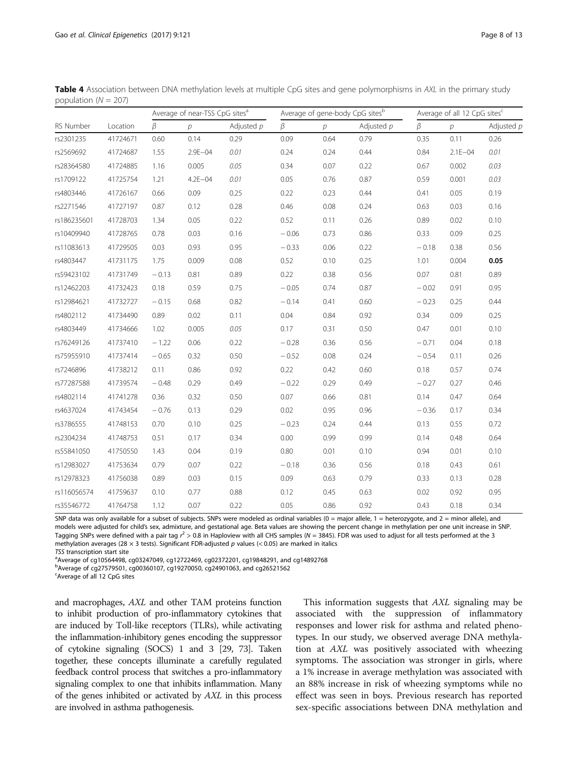**Table 4** Association between DNA methylation levels at multiple CpG sites and gene polymorphisms in *AXL* in the primary study population ($N = 207$)

| | | Average of near-TSS CpG sites[a] | | | Average of gene-body CpG sites[b] | | | Average of all 12 CpG sites[c] | | |
|---|---|---|---|---|---|---|---|---|---|---|
| RS Number | Location | $\beta$ | $p$ | Adjusted $p$ | $\beta$ | $p$ | Adjusted $p$ | $\beta$ | $p$ | Adjusted $p$ |
| rs2301235 | 41724671 | 0.60 | 0.14 | 0.29 | 0.09 | 0.64 | 0.79 | 0.35 | 0.11 | 0.26 |
| rs2569692 | 41724687 | 1.55 | 2.9E−04 | *0.01* | 0.24 | 0.24 | 0.44 | 0.84 | 2.1E−04 | *0.01* |
| rs28364580 | 41724885 | 1.16 | 0.005 | *0.05* | 0.34 | 0.07 | 0.22 | 0.67 | 0.002 | *0.03* |
| rs1709122 | 41725754 | 1.21 | 4.2E−04 | *0.01* | 0.05 | 0.76 | 0.87 | 0.59 | 0.001 | *0.03* |
| rs4803446 | 41726167 | 0.66 | 0.09 | 0.25 | 0.22 | 0.23 | 0.44 | 0.41 | 0.05 | 0.19 |
| rs2271546 | 41727197 | 0.87 | 0.12 | 0.28 | 0.46 | 0.08 | 0.24 | 0.63 | 0.03 | 0.16 |
| rs186235601 | 41728703 | 1.34 | 0.05 | 0.22 | 0.52 | 0.11 | 0.26 | 0.89 | 0.02 | 0.10 |
| rs10409940 | 41728765 | 0.78 | 0.03 | 0.16 | −0.06 | 0.73 | 0.86 | 0.33 | 0.09 | 0.25 |
| rs11083613 | 41729505 | 0.03 | 0.93 | 0.95 | −0.33 | 0.06 | 0.22 | −0.18 | 0.38 | 0.56 |
| rs4803447 | 41731175 | 1.75 | 0.009 | 0.08 | 0.52 | 0.10 | 0.25 | 1.01 | 0.004 | **0.05** |
| rs59423102 | 41731749 | −0.13 | 0.81 | 0.89 | 0.22 | 0.38 | 0.56 | 0.07 | 0.81 | 0.89 |
| rs12462203 | 41732423 | 0.18 | 0.59 | 0.75 | −0.05 | 0.74 | 0.87 | −0.02 | 0.91 | 0.95 |
| rs12984621 | 41732727 | −0.15 | 0.68 | 0.82 | −0.14 | 0.41 | 0.60 | −0.23 | 0.25 | 0.44 |
| rs4802112 | 41734490 | 0.89 | 0.02 | 0.11 | 0.04 | 0.84 | 0.92 | 0.34 | 0.09 | 0.25 |
| rs4803449 | 41734666 | 1.02 | 0.005 | *0.05* | 0.17 | 0.31 | 0.50 | 0.47 | 0.01 | 0.10 |
| rs76249126 | 41737410 | −1.22 | 0.06 | 0.22 | −0.28 | 0.36 | 0.56 | −0.71 | 0.04 | 0.18 |
| rs75955910 | 41737414 | −0.65 | 0.32 | 0.50 | −0.52 | 0.08 | 0.24 | −0.54 | 0.11 | 0.26 |
| rs7246896 | 41738212 | 0.11 | 0.86 | 0.92 | 0.22 | 0.42 | 0.60 | 0.18 | 0.57 | 0.74 |
| rs77287588 | 41739574 | −0.48 | 0.29 | 0.49 | −0.22 | 0.29 | 0.49 | −0.27 | 0.27 | 0.46 |
| rs4802114 | 41741278 | 0.36 | 0.32 | 0.50 | 0.07 | 0.66 | 0.81 | 0.14 | 0.47 | 0.64 |
| rs4637024 | 41743454 | −0.76 | 0.13 | 0.29 | 0.02 | 0.95 | 0.96 | −0.36 | 0.17 | 0.34 |
| rs3786555 | 41748153 | 0.70 | 0.10 | 0.25 | −0.23 | 0.24 | 0.44 | 0.13 | 0.55 | 0.72 |
| rs2304234 | 41748753 | 0.51 | 0.17 | 0.34 | 0.00 | 0.99 | 0.99 | 0.14 | 0.48 | 0.64 |
| rs55841050 | 41750550 | 1.43 | 0.04 | 0.19 | 0.80 | 0.01 | 0.10 | 0.94 | 0.01 | 0.10 |
| rs12983027 | 41753634 | 0.79 | 0.07 | 0.22 | −0.18 | 0.36 | 0.56 | 0.18 | 0.43 | 0.61 |
| rs12978323 | 41756038 | 0.89 | 0.03 | 0.15 | 0.09 | 0.63 | 0.79 | 0.33 | 0.13 | 0.28 |
| rs116056574 | 41759637 | 0.10 | 0.77 | 0.88 | 0.12 | 0.45 | 0.63 | 0.02 | 0.92 | 0.95 |
| rs35546772 | 41764758 | 1.12 | 0.07 | 0.22 | 0.05 | 0.86 | 0.92 | 0.43 | 0.18 | 0.34 |

SNP data was only available for a subset of subjects. SNPs were modeled as ordinal variables (0 = major allele, 1 = heterozygote, and 2 = minor allele), and models were adjusted for child's sex, admixture, and gestational age. Beta values are showing the percent change in methylation per one unit increase in SNP. Tagging SNPs were defined with a pair tag $r^2 > 0.8$ in Haploview with all CHS samples ($N = 3845$). FDR was used to adjust for all tests performed at the 3 methylation averages (28 × 3 tests). Significant FDR-adjusted $p$ values (< 0.05) are marked in italics

*TSS* transcription start site

[a]Average of cg10564498, cg03247049, cg12722469, cg02372201, cg19848291, and cg14892768

[b]Average of cg27579501, cg00360107, cg19270050, cg24901063, and cg26521562

[c]Average of all 12 CpG sites

and macrophages, *AXL* and other TAM proteins function to inhibit production of pro-inflammatory cytokines that are induced by Toll-like receptors (TLRs), while activating the inflammation-inhibitory genes encoding the suppressor of cytokine signaling (SOCS) 1 and 3 [29, 73]. Taken together, these concepts illuminate a carefully regulated feedback control process that switches a pro-inflammatory signaling complex to one that inhibits inflammation. Many of the genes inhibited or activated by *AXL* in this process are involved in asthma pathogenesis.

This information suggests that *AXL* signaling may be associated with the suppression of inflammatory responses and lower risk for asthma and related phenotypes. In our study, we observed average DNA methylation at *AXL* was positively associated with wheezing symptoms. The association was stronger in girls, where a 1% increase in average methylation was associated with an 88% increase in risk of wheezing symptoms while no effect was seen in boys. Previous research has reported sex-specific associations between DNA methylation and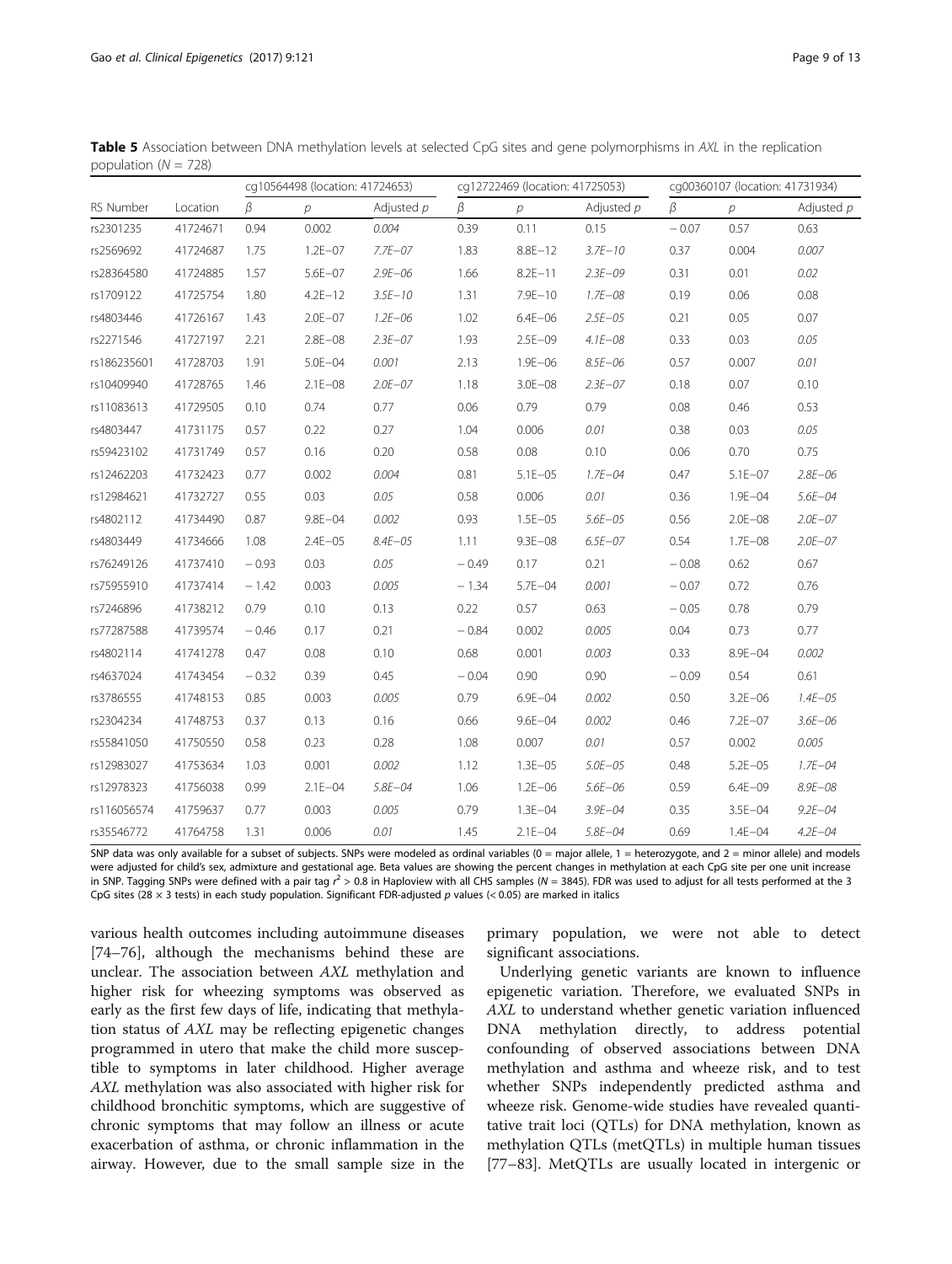**Table 5** Association between DNA methylation levels at selected CpG sites and gene polymorphisms in *AXL* in the replication population ($N = 728$)

| | | cg10564498 (location: 41724653) | | | cg12722469 (location: 41725053) | | | cg00360107 (location: 41731934) | | |
|---|---|---|---|---|---|---|---|---|---|---|
| RS Number | Location | $\beta$ | $p$ | Adjusted $p$ | $\beta$ | $p$ | Adjusted $p$ | $\beta$ | $p$ | Adjusted $p$ |
| rs2301235 | 41724671 | 0.94 | 0.002 | *0.004* | 0.39 | 0.11 | 0.15 | − 0.07 | 0.57 | 0.63 |
| rs2569692 | 41724687 | 1.75 | 1.2E−07 | *7.7E−07* | 1.83 | 8.8E−12 | *3.7E−10* | 0.37 | 0.004 | *0.007* |
| rs28364580 | 41724885 | 1.57 | 5.6E−07 | *2.9E−06* | 1.66 | 8.2E−11 | *2.3E−09* | 0.31 | 0.01 | *0.02* |
| rs1709122 | 41725754 | 1.80 | 4.2E−12 | *3.5E−10* | 1.31 | 7.9E−10 | *1.7E−08* | 0.19 | 0.06 | 0.08 |
| rs4803446 | 41726167 | 1.43 | 2.0E−07 | *1.2E−06* | 1.02 | 6.4E−06 | *2.5E−05* | 0.21 | 0.05 | 0.07 |
| rs2271546 | 41727197 | 2.21 | 2.8E−08 | *2.3E−07* | 1.93 | 2.5E−09 | *4.1E−08* | 0.33 | 0.03 | *0.05* |
| rs186235601 | 41728703 | 1.91 | 5.0E−04 | *0.001* | 2.13 | 1.9E−06 | *8.5E−06* | 0.57 | 0.007 | *0.01* |
| rs10409940 | 41728765 | 1.46 | 2.1E−08 | *2.0E−07* | 1.18 | 3.0E−08 | *2.3E−07* | 0.18 | 0.07 | 0.10 |
| rs11083613 | 41729505 | 0.10 | 0.74 | 0.77 | 0.06 | 0.79 | 0.79 | 0.08 | 0.46 | 0.53 |
| rs4803447 | 41731175 | 0.57 | 0.22 | 0.27 | 1.04 | 0.006 | *0.01* | 0.38 | 0.03 | *0.05* |
| rs59423102 | 41731749 | 0.57 | 0.16 | 0.20 | 0.58 | 0.08 | 0.10 | 0.06 | 0.70 | 0.75 |
| rs12462203 | 41732423 | 0.77 | 0.002 | *0.004* | 0.81 | 5.1E−05 | *1.7E−04* | 0.47 | 5.1E−07 | *2.8E−06* |
| rs12984621 | 41732727 | 0.55 | 0.03 | *0.05* | 0.58 | 0.006 | *0.01* | 0.36 | 1.9E−04 | *5.6E−04* |
| rs4802112 | 41734490 | 0.87 | 9.8E−04 | *0.002* | 0.93 | 1.5E−05 | *5.6E−05* | 0.56 | 2.0E−08 | *2.0E−07* |
| rs4803449 | 41734666 | 1.08 | 2.4E−05 | *8.4E−05* | 1.11 | 9.3E−08 | *6.5E−07* | 0.54 | 1.7E−08 | *2.0E−07* |
| rs76249126 | 41737410 | − 0.93 | 0.03 | *0.05* | − 0.49 | 0.17 | 0.21 | − 0.08 | 0.62 | 0.67 |
| rs75955910 | 41737414 | − 1.42 | 0.003 | *0.005* | − 1.34 | 5.7E−04 | *0.001* | − 0.07 | 0.72 | 0.76 |
| rs7246896 | 41738212 | 0.79 | 0.10 | 0.13 | 0.22 | 0.57 | 0.63 | − 0.05 | 0.78 | 0.79 |
| rs77287588 | 41739574 | − 0.46 | 0.17 | 0.21 | − 0.84 | 0.002 | *0.005* | 0.04 | 0.73 | 0.77 |
| rs4802114 | 41741278 | 0.47 | 0.08 | 0.10 | 0.68 | 0.001 | *0.003* | 0.33 | 8.9E−04 | *0.002* |
| rs4637024 | 41743454 | − 0.32 | 0.39 | 0.45 | − 0.04 | 0.90 | 0.90 | − 0.09 | 0.54 | 0.61 |
| rs3786555 | 41748153 | 0.85 | 0.003 | *0.005* | 0.79 | 6.9E−04 | *0.002* | 0.50 | 3.2E−06 | *1.4E−05* |
| rs2304234 | 41748753 | 0.37 | 0.13 | 0.16 | 0.66 | 9.6E−04 | *0.002* | 0.46 | 7.2E−07 | *3.6E−06* |
| rs55841050 | 41750550 | 0.58 | 0.23 | 0.28 | 1.08 | 0.007 | *0.01* | 0.57 | 0.002 | *0.005* |
| rs12983027 | 41753634 | 1.03 | 0.001 | *0.002* | 1.12 | 1.3E−05 | *5.0E−05* | 0.48 | 5.2E−05 | *1.7E−04* |
| rs12978323 | 41756038 | 0.99 | 2.1E−04 | *5.8E−04* | 1.06 | 1.2E−06 | *5.6E−06* | 0.59 | 6.4E−09 | *8.9E−08* |
| rs116056574 | 41759637 | 0.77 | 0.003 | *0.005* | 0.79 | 1.3E−04 | *3.9E−04* | 0.35 | 3.5E−04 | *9.2E−04* |
| rs35546772 | 41764758 | 1.31 | 0.006 | *0.01* | 1.45 | 2.1E−04 | *5.8E−04* | 0.69 | 1.4E−04 | *4.2E−04* |

SNP data was only available for a subset of subjects. SNPs were modeled as ordinal variables (0 = major allele, 1 = heterozygote, and 2 = minor allele) and models were adjusted for child's sex, admixture and gestational age. Beta values are showing the percent changes in methylation at each CpG site per one unit increase in SNP. Tagging SNPs were defined with a pair tag $r^2 > 0.8$ in Haploview with all CHS samples ($N = 3845$). FDR was used to adjust for all tests performed at the 3 CpG sites (28 × 3 tests) in each study population. Significant FDR-adjusted $p$ values (< 0.05) are marked in italics

various health outcomes including autoimmune diseases [74–76], although the mechanisms behind these are unclear. The association between *AXL* methylation and higher risk for wheezing symptoms was observed as early as the first few days of life, indicating that methylation status of *AXL* may be reflecting epigenetic changes programmed in utero that make the child more susceptible to symptoms in later childhood. Higher average *AXL* methylation was also associated with higher risk for childhood bronchitic symptoms, which are suggestive of chronic symptoms that may follow an illness or acute exacerbation of asthma, or chronic inflammation in the airway. However, due to the small sample size in the primary population, we were not able to detect significant associations.

Underlying genetic variants are known to influence epigenetic variation. Therefore, we evaluated SNPs in *AXL* to understand whether genetic variation influenced DNA methylation directly, to address potential confounding of observed associations between DNA methylation and asthma and wheeze risk, and to test whether SNPs independently predicted asthma and wheeze risk. Genome-wide studies have revealed quantitative trait loci (QTLs) for DNA methylation, known as methylation QTLs (metQTLs) in multiple human tissues [77–83]. MetQTLs are usually located in intergenic or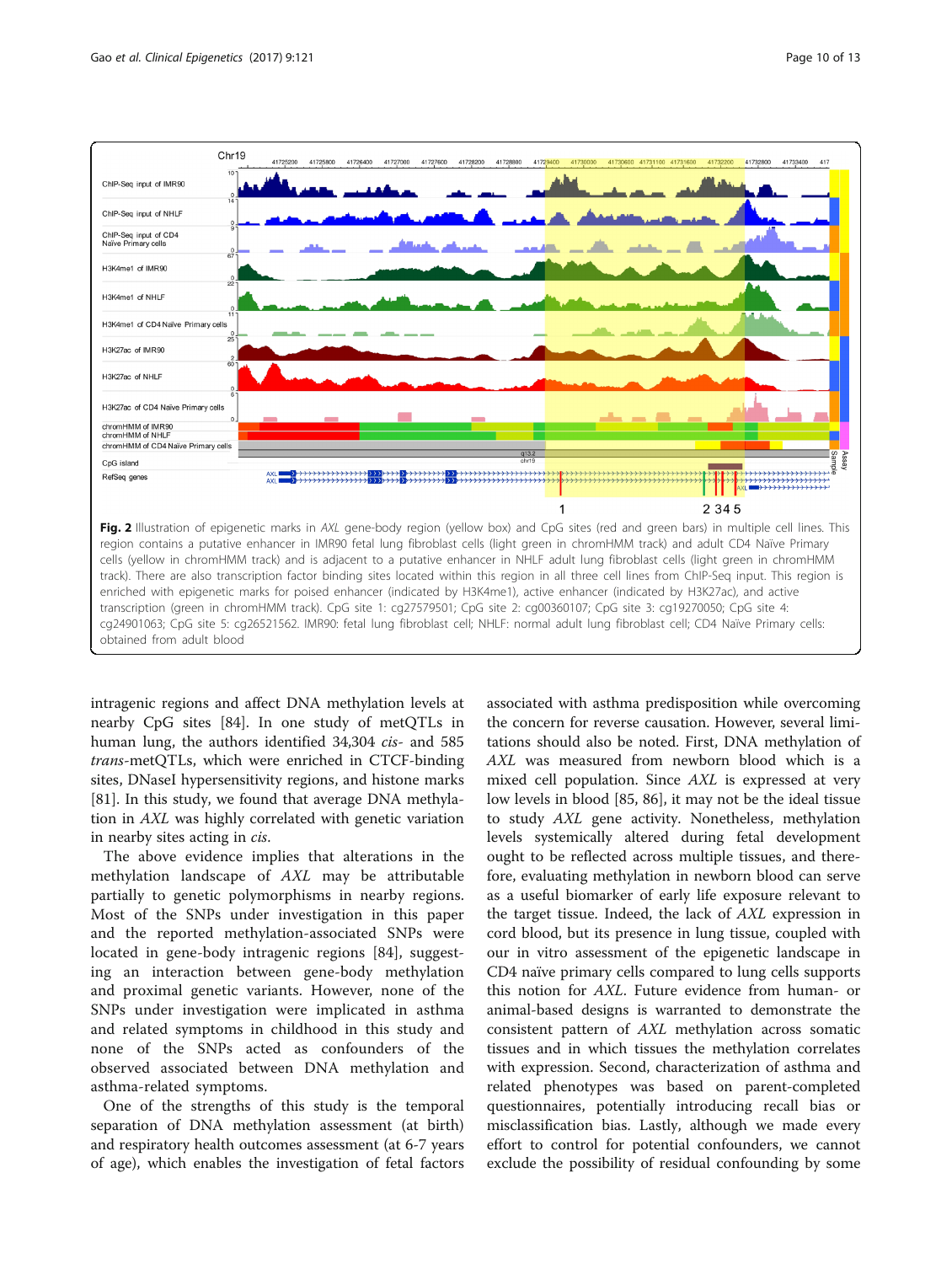Chr19

41725200 41725800 41726400 41727000 41727600 41728200 41728800 41729400 41730000 41730600 41731100 41731600 41732200 41732800 41733400 417

ChIP-Seq input of IMR90

ChIP-Seq input of NHLF

ChIP-Seq input of CD4 Naïve Primary cells

H3K4me1 of IMR90

H3K4me1 of NHLF

H3K4me1 of CD4 Naïve Primary cells

H3K27ac of IMR90

H3K27ac of NHLF

H3K27ac of CD4 Naïve Primary cells

chromHMM of IMR90

chromHMM of NHLF

chromHMM of CD4 Naïve Primary cells

CpG island

RefSeq genes

AXL

q13.2

chr19

Sample

Assay

1 2 3 4 5

**Fig. 2** Illustration of epigenetic marks in *AXL* gene-body region (yellow box) and CpG sites (red and green bars) in multiple cell lines. This region contains a putative enhancer in IMR90 fetal lung fibroblast cells (light green in chromHMM track) and adult CD4 Naïve Primary cells (yellow in chromHMM track) and is adjacent to a putative enhancer in NHLF adult lung fibroblast cells (light green in chromHMM track). There are also transcription factor binding sites located within this region in all three cell lines from ChIP-Seq input. This region is enriched with epigenetic marks for poised enhancer (indicated by H3K4me1), active enhancer (indicated by H3K27ac), and active transcription (green in chromHMM track). CpG site 1: cg27579501; CpG site 2: cg00360107; CpG site 3: cg19270050; CpG site 4: cg24901063; CpG site 5: cg26521562. IMR90: fetal lung fibroblast cell; NHLF: normal adult lung fibroblast cell; CD4 Naïve Primary cells: obtained from adult blood

intragenic regions and affect DNA methylation levels at nearby CpG sites [84]. In one study of metQTLs in human lung, the authors identified 34,304 *cis*- and 585 *trans*-metQTLs, which were enriched in CTCF-binding sites, DNaseI hypersensitivity regions, and histone marks [81]. In this study, we found that average DNA methylation in *AXL* was highly correlated with genetic variation in nearby sites acting in *cis*.

The above evidence implies that alterations in the methylation landscape of *AXL* may be attributable partially to genetic polymorphisms in nearby regions. Most of the SNPs under investigation in this paper and the reported methylation-associated SNPs were located in gene-body intragenic regions [84], suggesting an interaction between gene-body methylation and proximal genetic variants. However, none of the SNPs under investigation were implicated in asthma and related symptoms in childhood in this study and none of the SNPs acted as confounders of the observed associated between DNA methylation and asthma-related symptoms.

One of the strengths of this study is the temporal separation of DNA methylation assessment (at birth) and respiratory health outcomes assessment (at 6-7 years of age), which enables the investigation of fetal factors associated with asthma predisposition while overcoming the concern for reverse causation. However, several limitations should also be noted. First, DNA methylation of *AXL* was measured from newborn blood which is a mixed cell population. Since *AXL* is expressed at very low levels in blood [85, 86], it may not be the ideal tissue to study *AXL* gene activity. Nonetheless, methylation levels systemically altered during fetal development ought to be reflected across multiple tissues, and therefore, evaluating methylation in newborn blood can serve as a useful biomarker of early life exposure relevant to the target tissue. Indeed, the lack of *AXL* expression in cord blood, but its presence in lung tissue, coupled with our in vitro assessment of the epigenetic landscape in CD4 naïve primary cells compared to lung cells supports this notion for *AXL*. Future evidence from human- or animal-based designs is warranted to demonstrate the consistent pattern of *AXL* methylation across somatic tissues and in which tissues the methylation correlates with expression. Second, characterization of asthma and related phenotypes was based on parent-completed questionnaires, potentially introducing recall bias or misclassification bias. Lastly, although we made every effort to control for potential confounders, we cannot exclude the possibility of residual confounding by some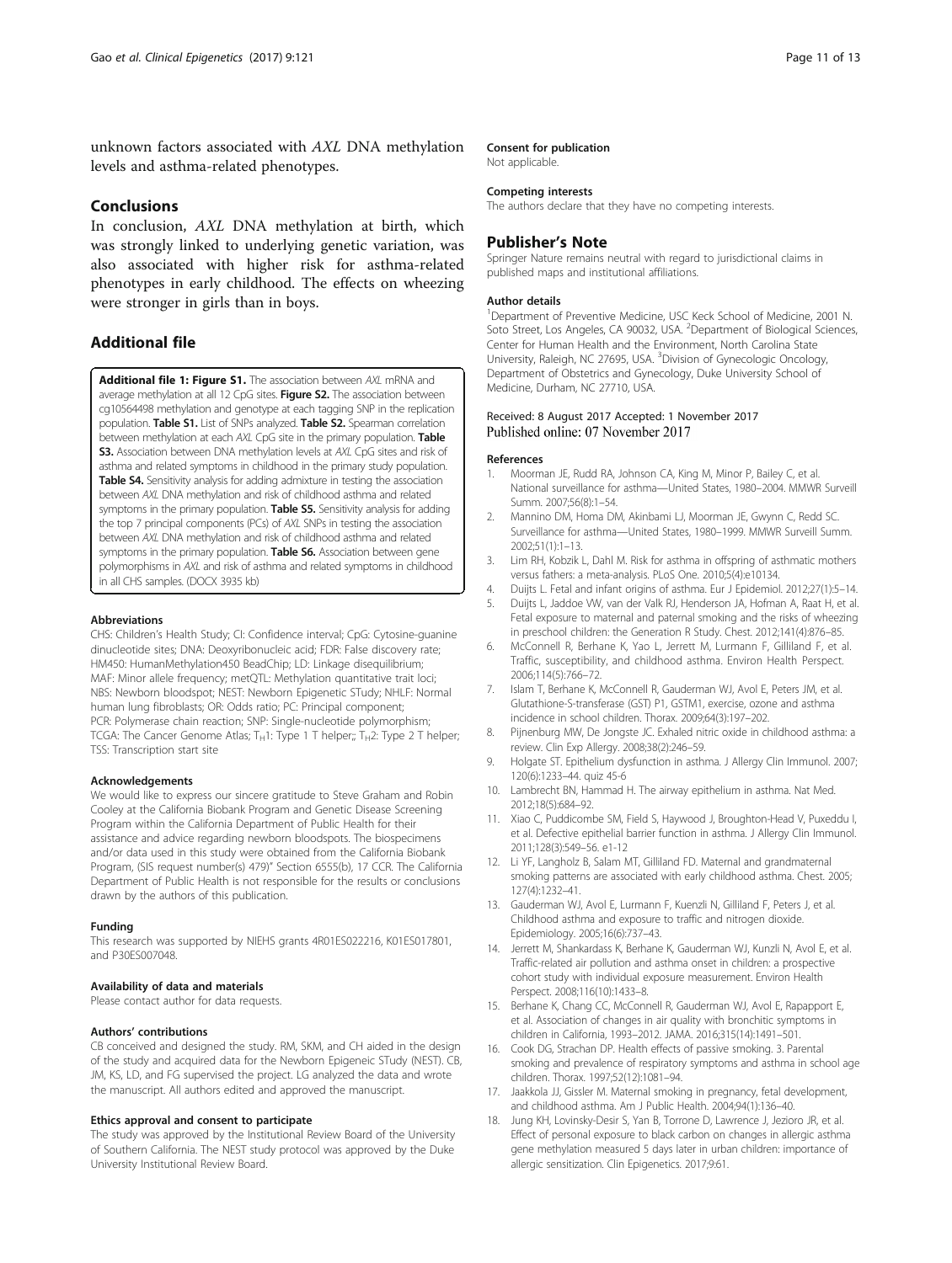unknown factors associated with *AXL* DNA methylation levels and asthma-related phenotypes.

## Conclusions

In conclusion, *AXL* DNA methylation at birth, which was strongly linked to underlying genetic variation, was also associated with higher risk for asthma-related phenotypes in early childhood. The effects on wheezing were stronger in girls than in boys.

## Additional file

**Additional file 1: Figure S1.** The association between *AXL* mRNA and average methylation at all 12 CpG sites. **Figure S2.** The association between cg10564498 methylation and genotype at each tagging SNP in the replication population. **Table S1.** List of SNPs analyzed. **Table S2.** Spearman correlation between methylation at each *AXL* CpG site in the primary population. **Table S3.** Association between DNA methylation levels at *AXL* CpG sites and risk of asthma and related symptoms in childhood in the primary study population. **Table S4.** Sensitivity analysis for adding admixture in testing the association between *AXL* DNA methylation and risk of childhood asthma and related symptoms in the primary population. **Table S5.** Sensitivity analysis for adding the top 7 principal components (PCs) of *AXL* SNPs in testing the association between *AXL* DNA methylation and risk of childhood asthma and related symptoms in the primary population. **Table S6.** Association between gene polymorphisms in *AXL* and risk of asthma and related symptoms in childhood in all CHS samples. (DOCX 3935 kb)

### Abbreviations

CHS: Children's Health Study; CI: Confidence interval; CpG: Cytosine-guanine dinucleotide sites; DNA: Deoxyribonucleic acid; FDR: False discovery rate; HM450: HumanMethylation450 BeadChip; LD: Linkage disequilibrium; MAF: Minor allele frequency; metQTL: Methylation quantitative trait loci; NBS: Newborn bloodspot; NEST: Newborn Epigenetic STudy; NHLF: Normal human lung fibroblasts; OR: Odds ratio; PC: Principal component; PCR: Polymerase chain reaction; SNP: Single-nucleotide polymorphism; TCGA: The Cancer Genome Atlas; $T_H1$: Type 1 T helper;; $T_H2$: Type 2 T helper; TSS: Transcription start site

### Acknowledgements

We would like to express our sincere gratitude to Steve Graham and Robin Cooley at the California Biobank Program and Genetic Disease Screening Program within the California Department of Public Health for their assistance and advice regarding newborn bloodspots. The biospecimens and/or data used in this study were obtained from the California Biobank Program, (SIS request number(s) 479)" Section 6555(b), 17 CCR. The California Department of Public Health is not responsible for the results or conclusions drawn by the authors of this publication.

### Funding

This research was supported by NIEHS grants 4R01ES022216, K01ES017801, and P30ES007048.

### Availability of data and materials

Please contact author for data requests.

### Authors' contributions

CB conceived and designed the study. RM, SKM, and CH aided in the design of the study and acquired data for the Newborn Epigeneic STudy (NEST). CB, JM, KS, LD, and FG supervised the project. LG analyzed the data and wrote the manuscript. All authors edited and approved the manuscript.

### Ethics approval and consent to participate

The study was approved by the Institutional Review Board of the University of Southern California. The NEST study protocol was approved by the Duke University Institutional Review Board.

### Consent for publication

Not applicable.

### Competing interests

The authors declare that they have no competing interests.

## Publisher's Note

Springer Nature remains neutral with regard to jurisdictional claims in published maps and institutional affiliations.

### Author details

[1]Department of Preventive Medicine, USC Keck School of Medicine, 2001 N. Soto Street, Los Angeles, CA 90032, USA. [2]Department of Biological Sciences, Center for Human Health and the Environment, North Carolina State University, Raleigh, NC 27695, USA. [3]Division of Gynecologic Oncology, Department of Obstetrics and Gynecology, Duke University School of Medicine, Durham, NC 27710, USA.

Received: 8 August 2017 Accepted: 1 November 2017
Published online: 07 November 2017

### References

1. Moorman JE, Rudd RA, Johnson CA, King M, Minor P, Bailey C, et al. National surveillance for asthma—United States, 1980–2004. MMWR Surveill Summ. 2007;56(8):1–54.
2. Mannino DM, Homa DM, Akinbami LJ, Moorman JE, Gwynn C, Redd SC. Surveillance for asthma—United States, 1980–1999. MMWR Surveill Summ. 2002;51(1):1–13.
3. Lim RH, Kobzik L, Dahl M. Risk for asthma in offspring of asthmatic mothers versus fathers: a meta-analysis. PLoS One. 2010;5(4):e10134.
4. Duijts L. Fetal and infant origins of asthma. Eur J Epidemiol. 2012;27(1):5–14.
5. Duijts L, Jaddoe VW, van der Valk RJ, Henderson JA, Hofman A, Raat H, et al. Fetal exposure to maternal and paternal smoking and the risks of wheezing in preschool children: the Generation R Study. Chest. 2012;141(4):876–85.
6. McConnell R, Berhane K, Yao L, Jerrett M, Lurmann F, Gilliland F, et al. Traffic, susceptibility, and childhood asthma. Environ Health Perspect. 2006;114(5):766–72.
7. Islam T, Berhane K, McConnell R, Gauderman WJ, Avol E, Peters JM, et al. Glutathione-S-transferase (GST) P1, GSTM1, exercise, ozone and asthma incidence in school children. Thorax. 2009;64(3):197–202.
8. Pijnenburg MW, De Jongste JC. Exhaled nitric oxide in childhood asthma: a review. Clin Exp Allergy. 2008;38(2):246–59.
9. Holgate ST. Epithelium dysfunction in asthma. J Allergy Clin Immunol. 2007; 120(6):1233–44. quiz 45-6
10. Lambrecht BN, Hammad H. The airway epithelium in asthma. Nat Med. 2012;18(5):684–92.
11. Xiao C, Puddicombe SM, Field S, Haywood J, Broughton-Head V, Puxeddu I, et al. Defective epithelial barrier function in asthma. J Allergy Clin Immunol. 2011;128(3):549–56. e1-12
12. Li YF, Langholz B, Salam MT, Gilliland FD. Maternal and grandmaternal smoking patterns are associated with early childhood asthma. Chest. 2005; 127(4):1232–41.
13. Gauderman WJ, Avol E, Lurmann F, Kuenzli N, Gilliland F, Peters J, et al. Childhood asthma and exposure to traffic and nitrogen dioxide. Epidemiology. 2005;16(6):737–43.
14. Jerrett M, Shankardass K, Berhane K, Gauderman WJ, Kunzli N, Avol E, et al. Traffic-related air pollution and asthma onset in children: a prospective cohort study with individual exposure measurement. Environ Health Perspect. 2008;116(10):1433–8.
15. Berhane K, Chang CC, McConnell R, Gauderman WJ, Avol E, Rapapport E, et al. Association of changes in air quality with bronchitic symptoms in children in California, 1993–2012. JAMA. 2016;315(14):1491–501.
16. Cook DG, Strachan DP. Health effects of passive smoking. 3. Parental smoking and prevalence of respiratory symptoms and asthma in school age children. Thorax. 1997;52(12):1081–94.
17. Jaakkola JJ, Gissler M. Maternal smoking in pregnancy, fetal development, and childhood asthma. Am J Public Health. 2004;94(1):136–40.
18. Jung KH, Lovinsky-Desir S, Yan B, Torrone D, Lawrence J, Jezioro JR, et al. Effect of personal exposure to black carbon on changes in allergic asthma gene methylation measured 5 days later in urban children: importance of allergic sensitization. Clin Epigenetics. 2017;9:61.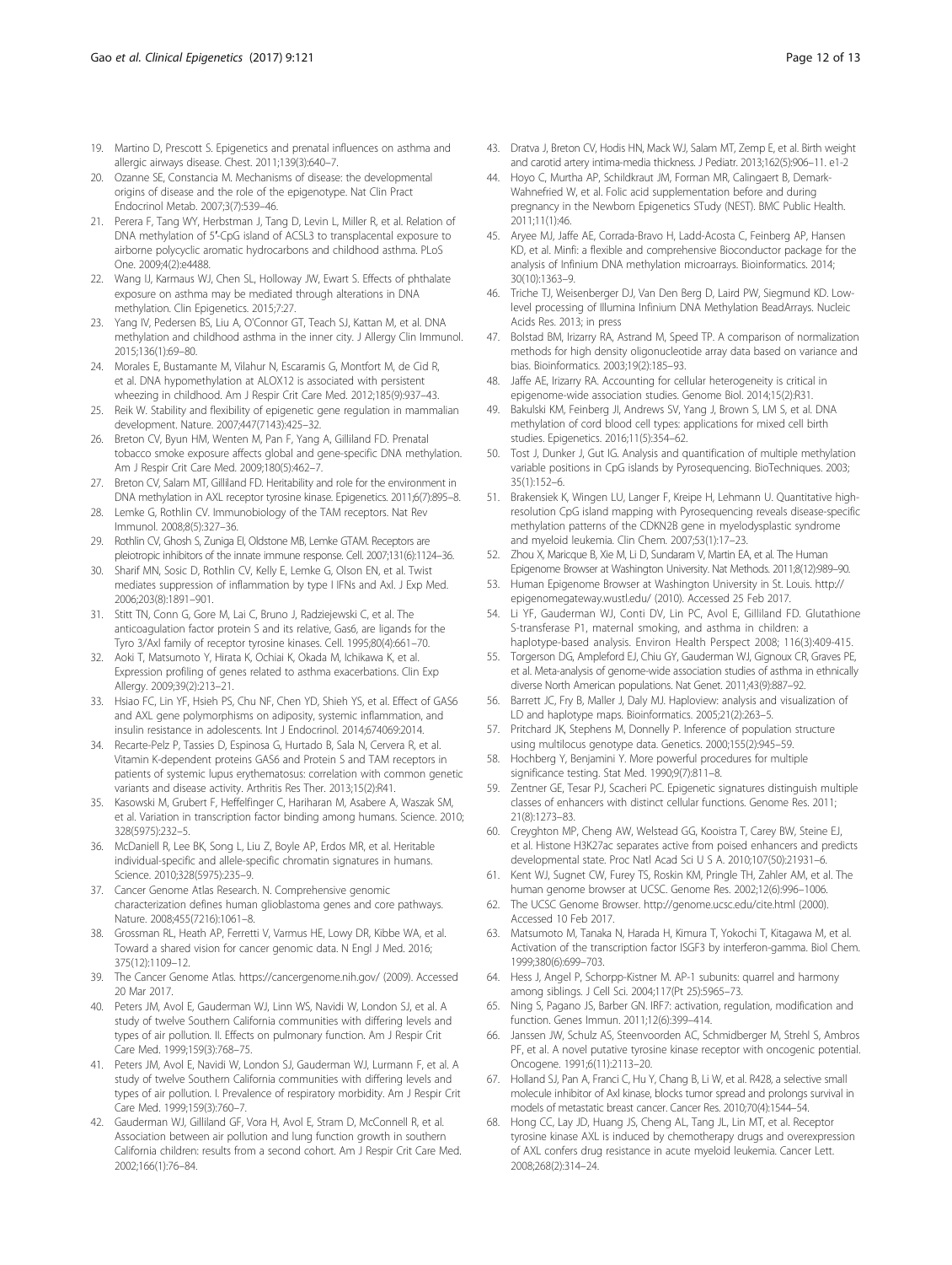19. Martino D, Prescott S. Epigenetics and prenatal influences on asthma and allergic airways disease. Chest. 2011;139(3):640–7.
20. Ozanne SE, Constancia M. Mechanisms of disease: the developmental origins of disease and the role of the epigenotype. Nat Clin Pract Endocrinol Metab. 2007;3(7):539–46.
21. Perera F, Tang WY, Herbstman J, Tang D, Levin L, Miller R, et al. Relation of DNA methylation of 5′-CpG island of ACSL3 to transplacental exposure to airborne polycyclic aromatic hydrocarbons and childhood asthma. PLoS One. 2009;4(2):e4488.
22. Wang IJ, Karmaus WJ, Chen SL, Holloway JW, Ewart S. Effects of phthalate exposure on asthma may be mediated through alterations in DNA methylation. Clin Epigenetics. 2015;7:27.
23. Yang IV, Pedersen BS, Liu A, O'Connor GT, Teach SJ, Kattan M, et al. DNA methylation and childhood asthma in the inner city. J Allergy Clin Immunol. 2015;136(1):69–80.
24. Morales E, Bustamante M, Vilahur N, Escaramis G, Montfort M, de Cid R, et al. DNA hypomethylation at ALOX12 is associated with persistent wheezing in childhood. Am J Respir Crit Care Med. 2012;185(9):937–43.
25. Reik W. Stability and flexibility of epigenetic gene regulation in mammalian development. Nature. 2007;447(7143):425–32.
26. Breton CV, Byun HM, Wenten M, Pan F, Yang A, Gilliland FD. Prenatal tobacco smoke exposure affects global and gene-specific DNA methylation. Am J Respir Crit Care Med. 2009;180(5):462–7.
27. Breton CV, Salam MT, Gilliland FD. Heritability and role for the environment in DNA methylation in AXL receptor tyrosine kinase. Epigenetics. 2011;6(7):895–8.
28. Lemke G, Rothlin CV. Immunobiology of the TAM receptors. Nat Rev Immunol. 2008;8(5):327–36.
29. Rothlin CV, Ghosh S, Zuniga EI, Oldstone MB, Lemke GTAM. Receptors are pleiotropic inhibitors of the innate immune response. Cell. 2007;131(6):1124–36.
30. Sharif MN, Sosic D, Rothlin CV, Kelly E, Lemke G, Olson EN, et al. Twist mediates suppression of inflammation by type I IFNs and Axl. J Exp Med. 2006;203(8):1891–901.
31. Stitt TN, Conn G, Gore M, Lai C, Bruno J, Radziejewski C, et al. The anticoagulation factor protein S and its relative, Gas6, are ligands for the Tyro 3/Axl family of receptor tyrosine kinases. Cell. 1995;80(4):661–70.
32. Aoki T, Matsumoto Y, Hirata K, Ochiai K, Okada M, Ichikawa K, et al. Expression profiling of genes related to asthma exacerbations. Clin Exp Allergy. 2009;39(2):213–21.
33. Hsiao FC, Lin YF, Hsieh PS, Chu NF, Chen YD, Shieh YS, et al. Effect of GAS6 and AXL gene polymorphisms on adiposity, systemic inflammation, and insulin resistance in adolescents. Int J Endocrinol. 2014;674069:2014.
34. Recarte-Pelz P, Tassies D, Espinosa G, Hurtado B, Sala N, Cervera R, et al. Vitamin K-dependent proteins GAS6 and Protein S and TAM receptors in patients of systemic lupus erythematosus: correlation with common genetic variants and disease activity. Arthritis Res Ther. 2013;15(2):R41.
35. Kasowski M, Grubert F, Heffelfinger C, Hariharan M, Asabere A, Waszak SM, et al. Variation in transcription factor binding among humans. Science. 2010; 328(5975):232–5.
36. McDaniell R, Lee BK, Song L, Liu Z, Boyle AP, Erdos MR, et al. Heritable individual-specific and allele-specific chromatin signatures in humans. Science. 2010;328(5975):235–9.
37. Cancer Genome Atlas Research. N. Comprehensive genomic characterization defines human glioblastoma genes and core pathways. Nature. 2008;455(7216):1061–8.
38. Grossman RL, Heath AP, Ferretti V, Varmus HE, Lowy DR, Kibbe WA, et al. Toward a shared vision for cancer genomic data. N Engl J Med. 2016; 375(12):1109–12.
39. The Cancer Genome Atlas. https://cancergenome.nih.gov/ (2009). Accessed 20 Mar 2017.
40. Peters JM, Avol E, Gauderman WJ, Linn WS, Navidi W, London SJ, et al. A study of twelve Southern California communities with differing levels and types of air pollution. II. Effects on pulmonary function. Am J Respir Crit Care Med. 1999;159(3):768–75.
41. Peters JM, Avol E, Navidi W, London SJ, Gauderman WJ, Lurmann F, et al. A study of twelve Southern California communities with differing levels and types of air pollution. I. Prevalence of respiratory morbidity. Am J Respir Crit Care Med. 1999;159(3):760–7.
42. Gauderman WJ, Gilliland GF, Vora H, Avol E, Stram D, McConnell R, et al. Association between air pollution and lung function growth in southern California children: results from a second cohort. Am J Respir Crit Care Med. 2002;166(1):76–84.
43. Dratva J, Breton CV, Hodis HN, Mack WJ, Salam MT, Zemp E, et al. Birth weight and carotid artery intima-media thickness. J Pediatr. 2013;162(5):906–11. e1-2
44. Hoyo C, Murtha AP, Schildkraut JM, Forman MR, Calingaert B, Demark-Wahnefried W, et al. Folic acid supplementation before and during pregnancy in the Newborn Epigenetics STudy (NEST). BMC Public Health. 2011;11(1):46.
45. Aryee MJ, Jaffe AE, Corrada-Bravo H, Ladd-Acosta C, Feinberg AP, Hansen KD, et al. Minfi: a flexible and comprehensive Bioconductor package for the analysis of Infinium DNA methylation microarrays. Bioinformatics. 2014; 30(10):1363–9.
46. Triche TJ, Weisenberger DJ, Van Den Berg D, Laird PW, Siegmund KD. Low-level processing of Illumina Infinium DNA Methylation BeadArrays. Nucleic Acids Res. 2013; in press
47. Bolstad BM, Irizarry RA, Astrand M, Speed TP. A comparison of normalization methods for high density oligonucleotide array data based on variance and bias. Bioinformatics. 2003;19(2):185–93.
48. Jaffe AE, Irizarry RA. Accounting for cellular heterogeneity is critical in epigenome-wide association studies. Genome Biol. 2014;15(2):R31.
49. Bakulski KM, Feinberg JI, Andrews SV, Yang J, Brown S, LM S, et al. DNA methylation of cord blood cell types: applications for mixed cell birth studies. Epigenetics. 2016;11(5):354–62.
50. Tost J, Dunker J, Gut IG. Analysis and quantification of multiple methylation variable positions in CpG islands by Pyrosequencing. BioTechniques. 2003; 35(1):152–6.
51. Brakensiek K, Wingen LU, Langer F, Kreipe H, Lehmann U. Quantitative high-resolution CpG island mapping with Pyrosequencing reveals disease-specific methylation patterns of the CDKN2B gene in myelodysplastic syndrome and myeloid leukemia. Clin Chem. 2007;53(1):17–23.
52. Zhou X, Maricque B, Xie M, Li D, Sundaram V, Martin EA, et al. The Human Epigenome Browser at Washington University. Nat Methods. 2011;8(12):989–90.
53. Human Epigenome Browser at Washington University in St. Louis. http://epigenomegateway.wustl.edu/ (2010). Accessed 25 Feb 2017.
54. Li YF, Gauderman WJ, Conti DV, Lin PC, Avol E, Gilliland FD. Glutathione S-transferase P1, maternal smoking, and asthma in children: a haplotype-based analysis. Environ Health Perspect 2008; 116(3):409-415.
55. Torgerson DG, Ampleford EJ, Chiu GY, Gauderman WJ, Gignoux CR, Graves PE, et al. Meta-analysis of genome-wide association studies of asthma in ethnically diverse North American populations. Nat Genet. 2011;43(9):887–92.
56. Barrett JC, Fry B, Maller J, Daly MJ. Haploview: analysis and visualization of LD and haplotype maps. Bioinformatics. 2005;21(2):263–5.
57. Pritchard JK, Stephens M, Donnelly P. Inference of population structure using multilocus genotype data. Genetics. 2000;155(2):945–59.
58. Hochberg Y, Benjamini Y. More powerful procedures for multiple significance testing. Stat Med. 1990;9(7):811–8.
59. Zentner GE, Tesar PJ, Scacheri PC. Epigenetic signatures distinguish multiple classes of enhancers with distinct cellular functions. Genome Res. 2011; 21(8):1273–83.
60. Creyghton MP, Cheng AW, Welstead GG, Kooistra T, Carey BW, Steine EJ, et al. Histone H3K27ac separates active from poised enhancers and predicts developmental state. Proc Natl Acad Sci U S A. 2010;107(50):21931–6.
61. Kent WJ, Sugnet CW, Furey TS, Roskin KM, Pringle TH, Zahler AM, et al. The human genome browser at UCSC. Genome Res. 2002;12(6):996–1006.
62. The UCSC Genome Browser. http://genome.ucsc.edu/cite.html (2000). Accessed 10 Feb 2017.
63. Matsumoto M, Tanaka N, Harada H, Kimura T, Yokochi T, Kitagawa M, et al. Activation of the transcription factor ISGF3 by interferon-gamma. Biol Chem. 1999;380(6):699–703.
64. Hess J, Angel P, Schorpp-Kistner M. AP-1 subunits: quarrel and harmony among siblings. J Cell Sci. 2004;117(Pt 25):5965–73.
65. Ning S, Pagano JS, Barber GN. IRF7: activation, regulation, modification and function. Genes Immun. 2011;12(6):399–414.
66. Janssen JW, Schulz AS, Steenvoorden AC, Schmidberger M, Strehl S, Ambros PF, et al. A novel putative tyrosine kinase receptor with oncogenic potential. Oncogene. 1991;6(11):2113–20.
67. Holland SJ, Pan A, Franci C, Hu Y, Chang B, Li W, et al. R428, a selective small molecule inhibitor of Axl kinase, blocks tumor spread and prolongs survival in models of metastatic breast cancer. Cancer Res. 2010;70(4):1544–54.
68. Hong CC, Lay JD, Huang JS, Cheng AL, Tang JL, Lin MT, et al. Receptor tyrosine kinase AXL is induced by chemotherapy drugs and overexpression of AXL confers drug resistance in acute myeloid leukemia. Cancer Lett. 2008;268(2):314–24.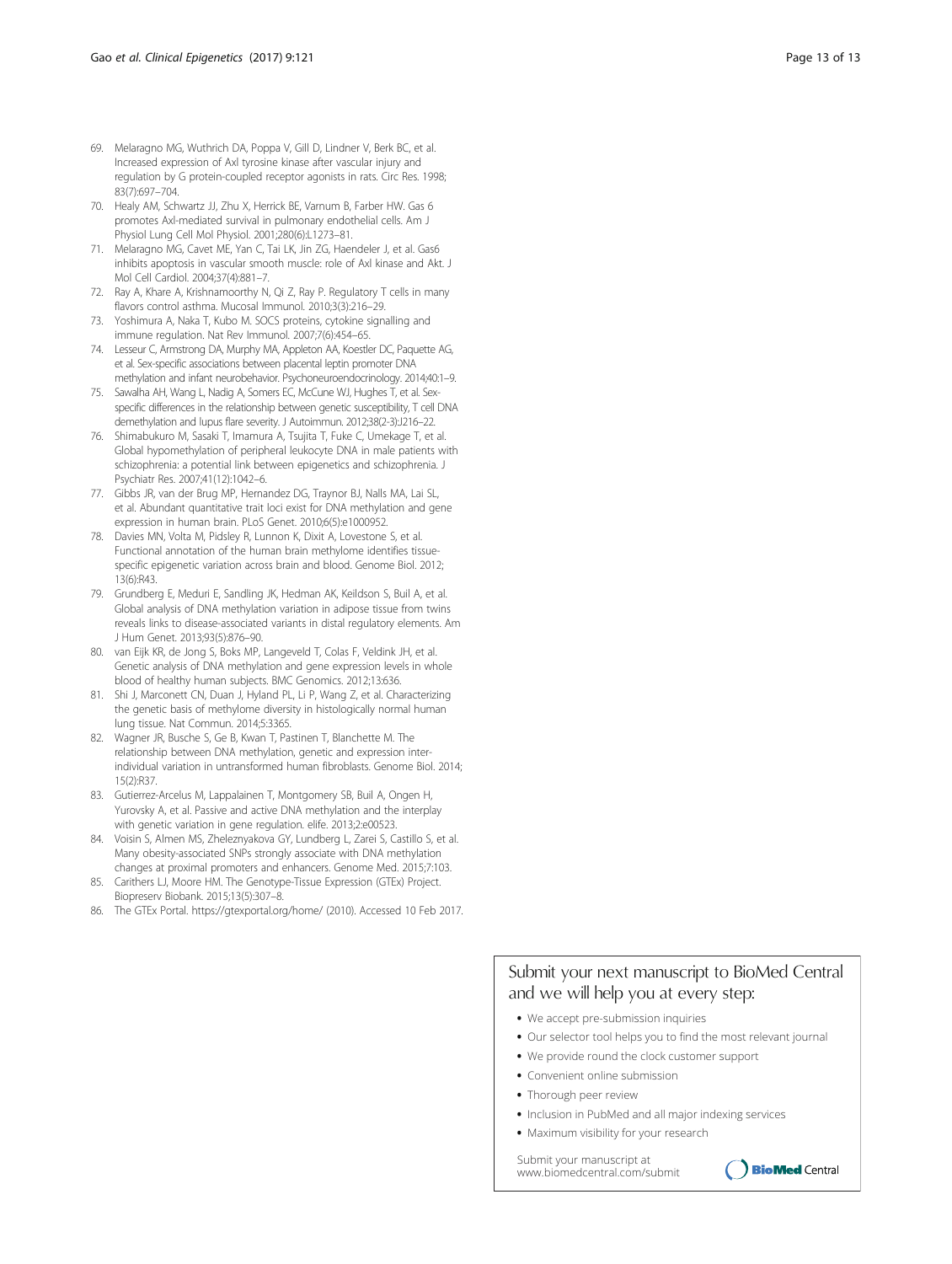69. Melaragno MG, Wuthrich DA, Poppa V, Gill D, Lindner V, Berk BC, et al. Increased expression of Axl tyrosine kinase after vascular injury and regulation by G protein-coupled receptor agonists in rats. Circ Res. 1998; 83(7):697–704.
70. Healy AM, Schwartz JJ, Zhu X, Herrick BE, Varnum B, Farber HW. Gas 6 promotes Axl-mediated survival in pulmonary endothelial cells. Am J Physiol Lung Cell Mol Physiol. 2001;280(6):L1273–81.
71. Melaragno MG, Cavet ME, Yan C, Tai LK, Jin ZG, Haendeler J, et al. Gas6 inhibits apoptosis in vascular smooth muscle: role of Axl kinase and Akt. J Mol Cell Cardiol. 2004;37(4):881–7.
72. Ray A, Khare A, Krishnamoorthy N, Qi Z, Ray P. Regulatory T cells in many flavors control asthma. Mucosal Immunol. 2010;3(3):216–29.
73. Yoshimura A, Naka T, Kubo M. SOCS proteins, cytokine signalling and immune regulation. Nat Rev Immunol. 2007;7(6):454–65.
74. Lesseur C, Armstrong DA, Murphy MA, Appleton AA, Koestler DC, Paquette AG, et al. Sex-specific associations between placental leptin promoter DNA methylation and infant neurobehavior. Psychoneuroendocrinology. 2014;40:1–9.
75. Sawalha AH, Wang L, Nadig A, Somers EC, McCune WJ, Hughes T, et al. Sex-specific differences in the relationship between genetic susceptibility, T cell DNA demethylation and lupus flare severity. J Autoimmun. 2012;38(2-3):J216–22.
76. Shimabukuro M, Sasaki T, Imamura A, Tsujita T, Fuke C, Umekage T, et al. Global hypomethylation of peripheral leukocyte DNA in male patients with schizophrenia: a potential link between epigenetics and schizophrenia. J Psychiatr Res. 2007;41(12):1042–6.
77. Gibbs JR, van der Brug MP, Hernandez DG, Traynor BJ, Nalls MA, Lai SL, et al. Abundant quantitative trait loci exist for DNA methylation and gene expression in human brain. PLoS Genet. 2010;6(5):e1000952.
78. Davies MN, Volta M, Pidsley R, Lunnon K, Dixit A, Lovestone S, et al. Functional annotation of the human brain methylome identifies tissue-specific epigenetic variation across brain and blood. Genome Biol. 2012; 13(6):R43.
79. Grundberg E, Meduri E, Sandling JK, Hedman AK, Keildson S, Buil A, et al. Global analysis of DNA methylation variation in adipose tissue from twins reveals links to disease-associated variants in distal regulatory elements. Am J Hum Genet. 2013;93(5):876–90.
80. van Eijk KR, de Jong S, Boks MP, Langeveld T, Colas F, Veldink JH, et al. Genetic analysis of DNA methylation and gene expression levels in whole blood of healthy human subjects. BMC Genomics. 2012;13:636.
81. Shi J, Marconett CN, Duan J, Hyland PL, Li P, Wang Z, et al. Characterizing the genetic basis of methylome diversity in histologically normal human lung tissue. Nat Commun. 2014;5:3365.
82. Wagner JR, Busche S, Ge B, Kwan T, Pastinen T, Blanchette M. The relationship between DNA methylation, genetic and expression inter-individual variation in untransformed human fibroblasts. Genome Biol. 2014; 15(2):R37.
83. Gutierrez-Arcelus M, Lappalainen T, Montgomery SB, Buil A, Ongen H, Yurovsky A, et al. Passive and active DNA methylation and the interplay with genetic variation in gene regulation. elife. 2013;2:e00523.
84. Voisin S, Almen MS, Zheleznyakova GY, Lundberg L, Zarei S, Castillo S, et al. Many obesity-associated SNPs strongly associate with DNA methylation changes at proximal promoters and enhancers. Genome Med. 2015;7:103.
85. Carithers LJ, Moore HM. The Genotype-Tissue Expression (GTEx) Project. Biopreserv Biobank. 2015;13(5):307–8.
86. The GTEx Portal. https://gtexportal.org/home/ (2010). Accessed 10 Feb 2017.

Submit your next manuscript to BioMed Central and we will help you at every step:

- We accept pre-submission inquiries
- Our selector tool helps you to find the most relevant journal
- We provide round the clock customer support
- Convenient online submission
- Thorough peer review
- Inclusion in PubMed and all major indexing services
- Maximum visibility for your research

Submit your manuscript at
www.biomedcentral.com/submit

BioMed Central